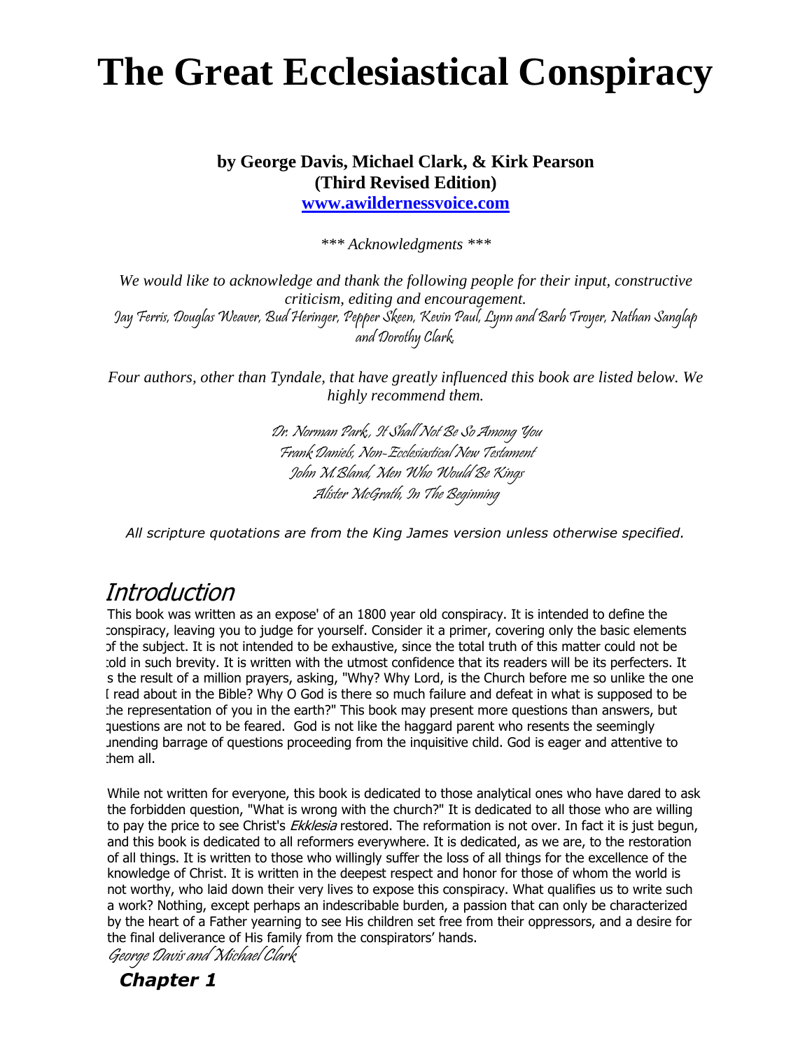# The Great Ecclesiastical Conspiracy

**by George Davis, Michael Clark, & Kirk Pearson**
**(Third Revised Edition)**
**[www.awildernessvoice.com](http://www.awildernessvoice.com)**

*\*\*\* Acknowledgments \*\*\**

*We would like to acknowledge and thank the following people for their input, constructive criticism, editing and encouragement.*
*Jay Ferris, Douglas Weaver, Bud Heringer, Pepper Skeen, Kevin Paul, Lynn and Barb Troyer, Nathan Sanglap and Dorothy Clark.*

*Four authors, other than Tyndale, that have greatly influenced this book are listed below. We highly recommend them.*

*Dr. Norman Park, It Shall Not Be So Among You*
*Frank Daniels, Non-Ecclesiastical New Testament*
*John M.Bland, Men Who Would Be Kings*
*Alister McGrath, In The Beginning*

*All scripture quotations are from the King James version unless otherwise specified.*

## Introduction

This book was written as an expose' of an 1800 year old conspiracy. It is intended to define the conspiracy, leaving you to judge for yourself. Consider it a primer, covering only the basic elements of the subject. It is not intended to be exhaustive, since the total truth of this matter could not be told in such brevity. It is written with the utmost confidence that its readers will be its perfecters. It is the result of a million prayers, asking, "Why? Why Lord, is the Church before me so unlike the one I read about in the Bible? Why O God is there so much failure and defeat in what is supposed to be the representation of you in the earth?" This book may present more questions than answers, but questions are not to be feared. God is not like the haggard parent who resents the seemingly unending barrage of questions proceeding from the inquisitive child. God is eager and attentive to them all.

While not written for everyone, this book is dedicated to those analytical ones who have dared to ask the forbidden question, "What is wrong with the church?" It is dedicated to all those who are willing to pay the price to see Christ's *Ekklesia* restored. The reformation is not over. In fact it is just begun, and this book is dedicated to all reformers everywhere. It is dedicated, as we are, to the restoration of all things. It is written to those who willingly suffer the loss of all things for the excellence of the knowledge of Christ. It is written in the deepest respect and honor for those of whom the world is not worthy, who laid down their very lives to expose this conspiracy. What qualifies us to write such a work? Nothing, except perhaps an indescribable burden, a passion that can only be characterized by the heart of a Father yearning to see His children set free from their oppressors, and a desire for the final deliverance of His family from the conspirators' hands.

*George Davis and Michael Clark*

## Chapter 1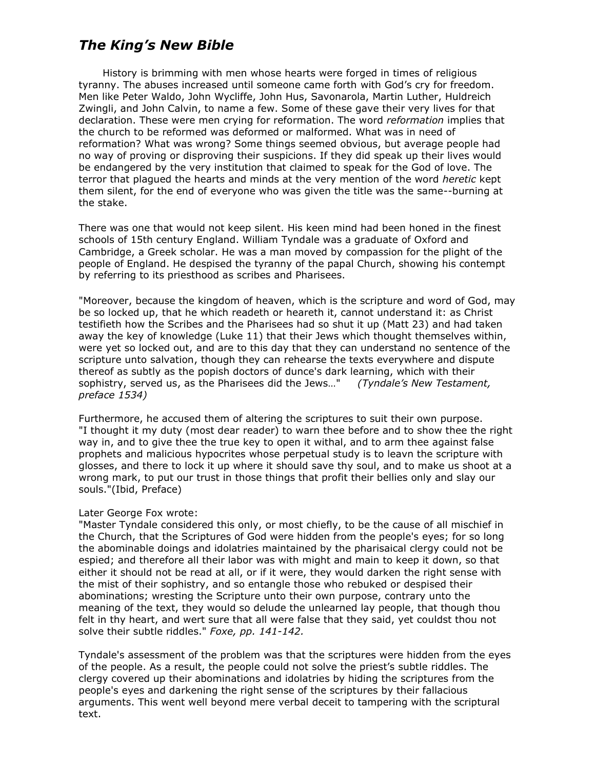## *The King's New Bible*

History is brimming with men whose hearts were forged in times of religious tyranny. The abuses increased until someone came forth with God's cry for freedom. Men like Peter Waldo, John Wycliffe, John Hus, Savonarola, Martin Luther, Huldreich Zwingli, and John Calvin, to name a few. Some of these gave their very lives for that declaration. These were men crying for reformation. The word *reformation* implies that the church to be reformed was deformed or malformed. What was in need of reformation? What was wrong? Some things seemed obvious, but average people had no way of proving or disproving their suspicions. If they did speak up their lives would be endangered by the very institution that claimed to speak for the God of love. The terror that plagued the hearts and minds at the very mention of the word *heretic* kept them silent, for the end of everyone who was given the title was the same--burning at the stake.

There was one that would not keep silent. His keen mind had been honed in the finest schools of 15th century England. William Tyndale was a graduate of Oxford and Cambridge, a Greek scholar. He was a man moved by compassion for the plight of the people of England. He despised the tyranny of the papal Church, showing his contempt by referring to its priesthood as scribes and Pharisees.

"Moreover, because the kingdom of heaven, which is the scripture and word of God, may be so locked up, that he which readeth or heareth it, cannot understand it: as Christ testifieth how the Scribes and the Pharisees had so shut it up (Matt 23) and had taken away the key of knowledge (Luke 11) that their Jews which thought themselves within, were yet so locked out, and are to this day that they can understand no sentence of the scripture unto salvation, though they can rehearse the texts everywhere and dispute thereof as subtly as the popish doctors of dunce's dark learning, which with their sophistry, served us, as the Pharisees did the Jews…" *(Tyndale's New Testament, preface 1534)*

Furthermore, he accused them of altering the scriptures to suit their own purpose. "I thought it my duty (most dear reader) to warn thee before and to show thee the right way in, and to give thee the true key to open it withal, and to arm thee against false prophets and malicious hypocrites whose perpetual study is to leavn the scripture with glosses, and there to lock it up where it should save thy soul, and to make us shoot at a wrong mark, to put our trust in those things that profit their bellies only and slay our souls."(Ibid, Preface)

Later George Fox wrote:
"Master Tyndale considered this only, or most chiefly, to be the cause of all mischief in the Church, that the Scriptures of God were hidden from the people's eyes; for so long the abominable doings and idolatries maintained by the pharisaical clergy could not be espied; and therefore all their labor was with might and main to keep it down, so that either it should not be read at all, or if it were, they would darken the right sense with the mist of their sophistry, and so entangle those who rebuked or despised their abominations; wresting the Scripture unto their own purpose, contrary unto the meaning of the text, they would so delude the unlearned lay people, that though thou felt in thy heart, and wert sure that all were false that they said, yet couldst thou not solve their subtle riddles." *Foxe, pp. 141-142.*

Tyndale's assessment of the problem was that the scriptures were hidden from the eyes of the people. As a result, the people could not solve the priest's subtle riddles. The clergy covered up their abominations and idolatries by hiding the scriptures from the people's eyes and darkening the right sense of the scriptures by their fallacious arguments. This went well beyond mere verbal deceit to tampering with the scriptural text.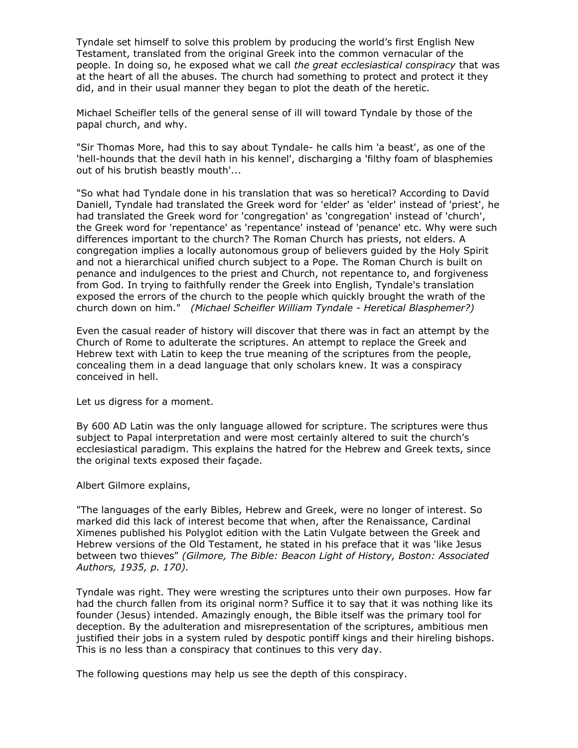Tyndale set himself to solve this problem by producing the world's first English New Testament, translated from the original Greek into the common vernacular of the people. In doing so, he exposed what we call *the great ecclesiastical conspiracy* that was at the heart of all the abuses. The church had something to protect and protect it they did, and in their usual manner they began to plot the death of the heretic.

Michael Scheifler tells of the general sense of ill will toward Tyndale by those of the papal church, and why.

"Sir Thomas More, had this to say about Tyndale- he calls him 'a beast', as one of the 'hell-hounds that the devil hath in his kennel', discharging a 'filthy foam of blasphemies out of his brutish beastly mouth'...

"So what had Tyndale done in his translation that was so heretical? According to David Daniell, Tyndale had translated the Greek word for 'elder' as 'elder' instead of 'priest', he had translated the Greek word for 'congregation' as 'congregation' instead of 'church', the Greek word for 'repentance' as 'repentance' instead of 'penance' etc. Why were such differences important to the church? The Roman Church has priests, not elders. A congregation implies a locally autonomous group of believers guided by the Holy Spirit and not a hierarchical unified church subject to a Pope. The Roman Church is built on penance and indulgences to the priest and Church, not repentance to, and forgiveness from God. In trying to faithfully render the Greek into English, Tyndale's translation exposed the errors of the church to the people which quickly brought the wrath of the church down on him." *(Michael Scheifler William Tyndale - Heretical Blasphemer?)*

Even the casual reader of history will discover that there was in fact an attempt by the Church of Rome to adulterate the scriptures. An attempt to replace the Greek and Hebrew text with Latin to keep the true meaning of the scriptures from the people, concealing them in a dead language that only scholars knew. It was a conspiracy conceived in hell.

Let us digress for a moment.

By 600 AD Latin was the only language allowed for scripture. The scriptures were thus subject to Papal interpretation and were most certainly altered to suit the church's ecclesiastical paradigm. This explains the hatred for the Hebrew and Greek texts, since the original texts exposed their façade.

Albert Gilmore explains,

"The languages of the early Bibles, Hebrew and Greek, were no longer of interest. So marked did this lack of interest become that when, after the Renaissance, Cardinal Ximenes published his Polyglot edition with the Latin Vulgate between the Greek and Hebrew versions of the Old Testament, he stated in his preface that it was 'like Jesus between two thieves" *(Gilmore, The Bible: Beacon Light of History, Boston: Associated Authors, 1935, p. 170).*

Tyndale was right. They were wresting the scriptures unto their own purposes. How far had the church fallen from its original norm? Suffice it to say that it was nothing like its founder (Jesus) intended. Amazingly enough, the Bible itself was the primary tool for deception. By the adulteration and misrepresentation of the scriptures, ambitious men justified their jobs in a system ruled by despotic pontiff kings and their hireling bishops. This is no less than a conspiracy that continues to this very day.

The following questions may help us see the depth of this conspiracy.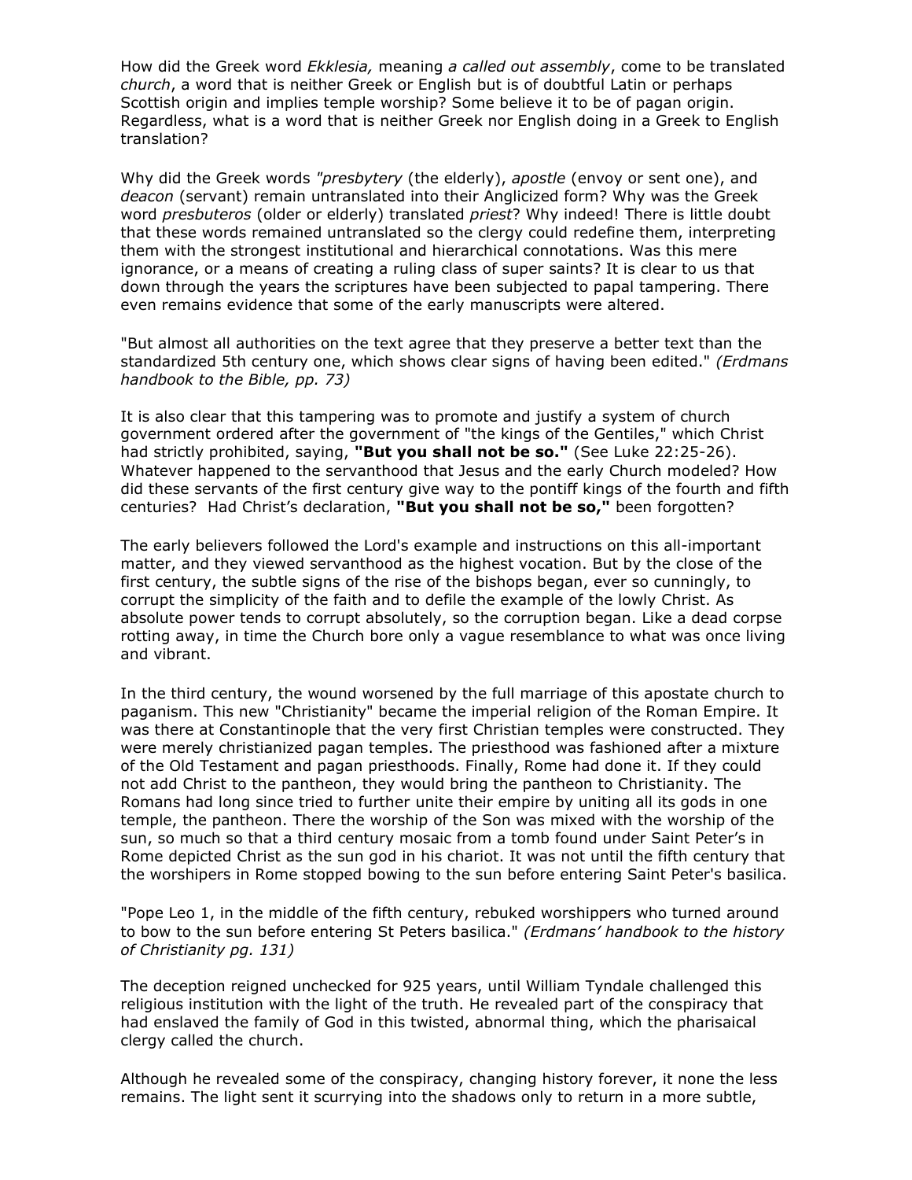How did the Greek word *Ekklesia,* meaning *a called out assembly*, come to be translated *church*, a word that is neither Greek or English but is of doubtful Latin or perhaps Scottish origin and implies temple worship? Some believe it to be of pagan origin. Regardless, what is a word that is neither Greek nor English doing in a Greek to English translation?

Why did the Greek words *"presbytery* (the elderly), *apostle* (envoy or sent one), and *deacon* (servant) remain untranslated into their Anglicized form? Why was the Greek word *presbuteros* (older or elderly) translated *priest*? Why indeed! There is little doubt that these words remained untranslated so the clergy could redefine them, interpreting them with the strongest institutional and hierarchical connotations. Was this mere ignorance, or a means of creating a ruling class of super saints? It is clear to us that down through the years the scriptures have been subjected to papal tampering. There even remains evidence that some of the early manuscripts were altered.

"But almost all authorities on the text agree that they preserve a better text than the standardized 5th century one, which shows clear signs of having been edited." *(Erdmans handbook to the Bible, pp. 73)*

It is also clear that this tampering was to promote and justify a system of church government ordered after the government of "the kings of the Gentiles," which Christ had strictly prohibited, saying, **"But you shall not be so."** (See Luke 22:25-26). Whatever happened to the servanthood that Jesus and the early Church modeled? How did these servants of the first century give way to the pontiff kings of the fourth and fifth centuries? Had Christ's declaration, **"But you shall not be so,"** been forgotten?

The early believers followed the Lord's example and instructions on this all-important matter, and they viewed servanthood as the highest vocation. But by the close of the first century, the subtle signs of the rise of the bishops began, ever so cunningly, to corrupt the simplicity of the faith and to defile the example of the lowly Christ. As absolute power tends to corrupt absolutely, so the corruption began. Like a dead corpse rotting away, in time the Church bore only a vague resemblance to what was once living and vibrant.

In the third century, the wound worsened by the full marriage of this apostate church to paganism. This new "Christianity" became the imperial religion of the Roman Empire. It was there at Constantinople that the very first Christian temples were constructed. They were merely christianized pagan temples. The priesthood was fashioned after a mixture of the Old Testament and pagan priesthoods. Finally, Rome had done it. If they could not add Christ to the pantheon, they would bring the pantheon to Christianity. The Romans had long since tried to further unite their empire by uniting all its gods in one temple, the pantheon. There the worship of the Son was mixed with the worship of the sun, so much so that a third century mosaic from a tomb found under Saint Peter's in Rome depicted Christ as the sun god in his chariot. It was not until the fifth century that the worshipers in Rome stopped bowing to the sun before entering Saint Peter's basilica.

"Pope Leo 1, in the middle of the fifth century, rebuked worshippers who turned around to bow to the sun before entering St Peters basilica." *(Erdmans' handbook to the history of Christianity pg. 131)*

The deception reigned unchecked for 925 years, until William Tyndale challenged this religious institution with the light of the truth. He revealed part of the conspiracy that had enslaved the family of God in this twisted, abnormal thing, which the pharisaical clergy called the church.

Although he revealed some of the conspiracy, changing history forever, it none the less remains. The light sent it scurrying into the shadows only to return in a more subtle,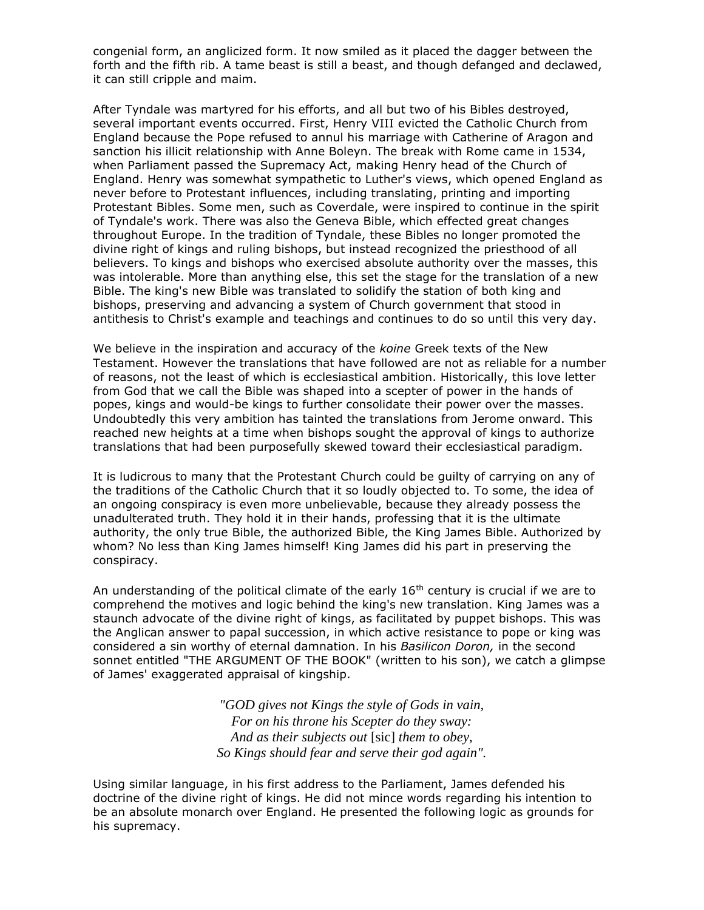congenial form, an anglicized form. It now smiled as it placed the dagger between the forth and the fifth rib. A tame beast is still a beast, and though defanged and declawed, it can still cripple and maim.

After Tyndale was martyred for his efforts, and all but two of his Bibles destroyed, several important events occurred. First, Henry VIII evicted the Catholic Church from England because the Pope refused to annul his marriage with Catherine of Aragon and sanction his illicit relationship with Anne Boleyn. The break with Rome came in 1534, when Parliament passed the Supremacy Act, making Henry head of the Church of England. Henry was somewhat sympathetic to Luther's views, which opened England as never before to Protestant influences, including translating, printing and importing Protestant Bibles. Some men, such as Coverdale, were inspired to continue in the spirit of Tyndale's work. There was also the Geneva Bible, which effected great changes throughout Europe. In the tradition of Tyndale, these Bibles no longer promoted the divine right of kings and ruling bishops, but instead recognized the priesthood of all believers. To kings and bishops who exercised absolute authority over the masses, this was intolerable. More than anything else, this set the stage for the translation of a new Bible. The king's new Bible was translated to solidify the station of both king and bishops, preserving and advancing a system of Church government that stood in antithesis to Christ's example and teachings and continues to do so until this very day.

We believe in the inspiration and accuracy of the *koine* Greek texts of the New Testament. However the translations that have followed are not as reliable for a number of reasons, not the least of which is ecclesiastical ambition. Historically, this love letter from God that we call the Bible was shaped into a scepter of power in the hands of popes, kings and would-be kings to further consolidate their power over the masses. Undoubtedly this very ambition has tainted the translations from Jerome onward. This reached new heights at a time when bishops sought the approval of kings to authorize translations that had been purposefully skewed toward their ecclesiastical paradigm.

It is ludicrous to many that the Protestant Church could be guilty of carrying on any of the traditions of the Catholic Church that it so loudly objected to. To some, the idea of an ongoing conspiracy is even more unbelievable, because they already possess the unadulterated truth. They hold it in their hands, professing that it is the ultimate authority, the only true Bible, the authorized Bible, the King James Bible. Authorized by whom? No less than King James himself! King James did his part in preserving the conspiracy.

An understanding of the political climate of the early 16th century is crucial if we are to comprehend the motives and logic behind the king's new translation. King James was a staunch advocate of the divine right of kings, as facilitated by puppet bishops. This was the Anglican answer to papal succession, in which active resistance to pope or king was considered a sin worthy of eternal damnation. In his *Basilicon Doron,* in the second sonnet entitled "THE ARGUMENT OF THE BOOK" (written to his son), we catch a glimpse of James' exaggerated appraisal of kingship.

> *"GOD gives not Kings the style of Gods in vain,*
> *For on his throne his Scepter do they sway:*
> *And as their subjects out* [sic] *them to obey,*
> *So Kings should fear and serve their god again".*

Using similar language, in his first address to the Parliament, James defended his doctrine of the divine right of kings. He did not mince words regarding his intention to be an absolute monarch over England. He presented the following logic as grounds for his supremacy.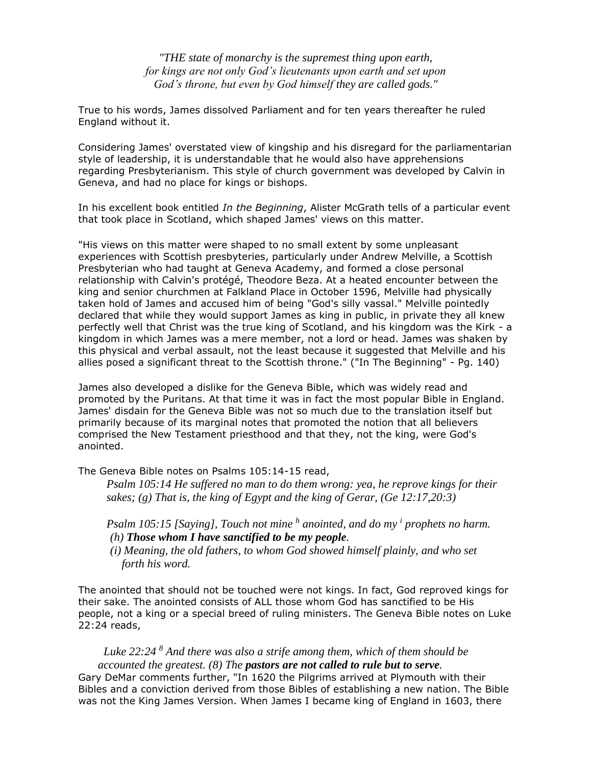*"THE state of monarchy is the supremest thing upon earth, for kings are not only God's lieutenants upon earth and set upon God's throne, but even by God himself they are called gods."*

True to his words, James dissolved Parliament and for ten years thereafter he ruled England without it.

Considering James' overstated view of kingship and his disregard for the parliamentarian style of leadership, it is understandable that he would also have apprehensions regarding Presbyterianism. This style of church government was developed by Calvin in Geneva, and had no place for kings or bishops.

In his excellent book entitled *In the Beginning*, Alister McGrath tells of a particular event that took place in Scotland, which shaped James' views on this matter.

"His views on this matter were shaped to no small extent by some unpleasant experiences with Scottish presbyteries, particularly under Andrew Melville, a Scottish Presbyterian who had taught at Geneva Academy, and formed a close personal relationship with Calvin's protégé, Theodore Beza. At a heated encounter between the king and senior churchmen at Falkland Place in October 1596, Melville had physically taken hold of James and accused him of being "God's silly vassal." Melville pointedly declared that while they would support James as king in public, in private they all knew perfectly well that Christ was the true king of Scotland, and his kingdom was the Kirk - a kingdom in which James was a mere member, not a lord or head. James was shaken by this physical and verbal assault, not the least because it suggested that Melville and his allies posed a significant threat to the Scottish throne." ("In The Beginning" - Pg. 140)

James also developed a dislike for the Geneva Bible, which was widely read and promoted by the Puritans. At that time it was in fact the most popular Bible in England. James' disdain for the Geneva Bible was not so much due to the translation itself but primarily because of its marginal notes that promoted the notion that all believers comprised the New Testament priesthood and that they, not the king, were God's anointed.

The Geneva Bible notes on Psalms 105:14-15 read,

> *Psalm 105:14 He suffered no man to do them wrong: yea, he reprove kings for their sakes; (g) That is, the king of Egypt and the king of Gerar, (Ge 12:17,20:3)*
>
> *Psalm 105:15 [Saying], Touch not mine [h] anointed, and do my [i] prophets no harm.*
> *(h) **Those whom I have sanctified to be my people**.*
> *(i) Meaning, the old fathers, to whom God showed himself plainly, and who set forth his word.*

The anointed that should not be touched were not kings. In fact, God reproved kings for their sake. The anointed consists of ALL those whom God has sanctified to be His people, not a king or a special breed of ruling ministers. The Geneva Bible notes on Luke 22:24 reads,

> *Luke 22:24 [8] And there was also a strife among them, which of them should be accounted the greatest. (8) The **pastors are not called to rule but to serve**.*

Gary DeMar comments further, "In 1620 the Pilgrims arrived at Plymouth with their Bibles and a conviction derived from those Bibles of establishing a new nation. The Bible was not the King James Version. When James I became king of England in 1603, there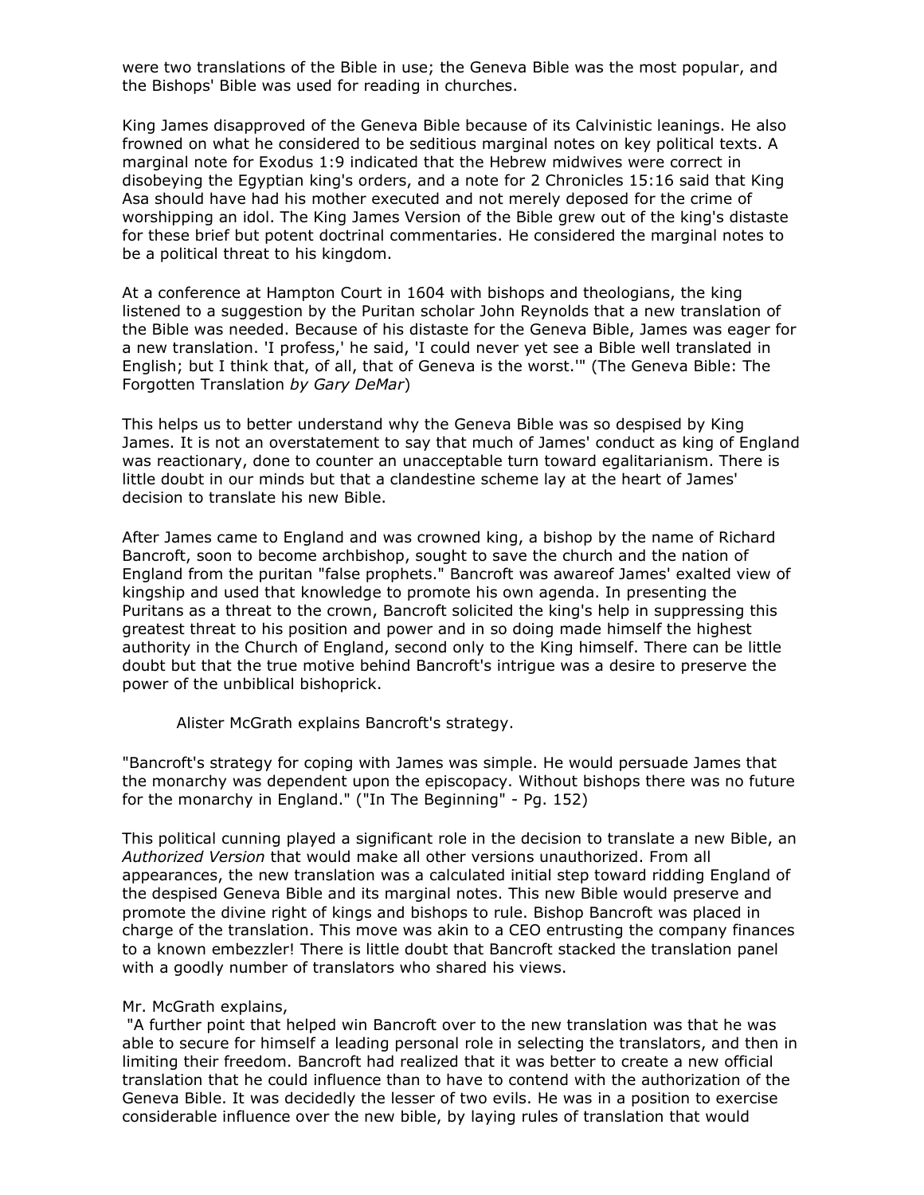were two translations of the Bible in use; the Geneva Bible was the most popular, and the Bishops' Bible was used for reading in churches.

King James disapproved of the Geneva Bible because of its Calvinistic leanings. He also frowned on what he considered to be seditious marginal notes on key political texts. A marginal note for Exodus 1:9 indicated that the Hebrew midwives were correct in disobeying the Egyptian king's orders, and a note for 2 Chronicles 15:16 said that King Asa should have had his mother executed and not merely deposed for the crime of worshipping an idol. The King James Version of the Bible grew out of the king's distaste for these brief but potent doctrinal commentaries. He considered the marginal notes to be a political threat to his kingdom.

At a conference at Hampton Court in 1604 with bishops and theologians, the king listened to a suggestion by the Puritan scholar John Reynolds that a new translation of the Bible was needed. Because of his distaste for the Geneva Bible, James was eager for a new translation. 'I profess,' he said, 'I could never yet see a Bible well translated in English; but I think that, of all, that of Geneva is the worst.'" (The Geneva Bible: The Forgotten Translation *by Gary DeMar*)

This helps us to better understand why the Geneva Bible was so despised by King James. It is not an overstatement to say that much of James' conduct as king of England was reactionary, done to counter an unacceptable turn toward egalitarianism. There is little doubt in our minds but that a clandestine scheme lay at the heart of James' decision to translate his new Bible.

After James came to England and was crowned king, a bishop by the name of Richard Bancroft, soon to become archbishop, sought to save the church and the nation of England from the puritan "false prophets." Bancroft was awareof James' exalted view of kingship and used that knowledge to promote his own agenda. In presenting the Puritans as a threat to the crown, Bancroft solicited the king's help in suppressing this greatest threat to his position and power and in so doing made himself the highest authority in the Church of England, second only to the King himself. There can be little doubt but that the true motive behind Bancroft's intrigue was a desire to preserve the power of the unbiblical bishoprick.

Alister McGrath explains Bancroft's strategy.

"Bancroft's strategy for coping with James was simple. He would persuade James that the monarchy was dependent upon the episcopacy. Without bishops there was no future for the monarchy in England." ("In The Beginning" - Pg. 152)

This political cunning played a significant role in the decision to translate a new Bible, an *Authorized Version* that would make all other versions unauthorized. From all appearances, the new translation was a calculated initial step toward ridding England of the despised Geneva Bible and its marginal notes. This new Bible would preserve and promote the divine right of kings and bishops to rule. Bishop Bancroft was placed in charge of the translation. This move was akin to a CEO entrusting the company finances to a known embezzler! There is little doubt that Bancroft stacked the translation panel with a goodly number of translators who shared his views.

Mr. McGrath explains,
"A further point that helped win Bancroft over to the new translation was that he was able to secure for himself a leading personal role in selecting the translators, and then in limiting their freedom. Bancroft had realized that it was better to create a new official translation that he could influence than to have to contend with the authorization of the Geneva Bible. It was decidedly the lesser of two evils. He was in a position to exercise considerable influence over the new bible, by laying rules of translation that would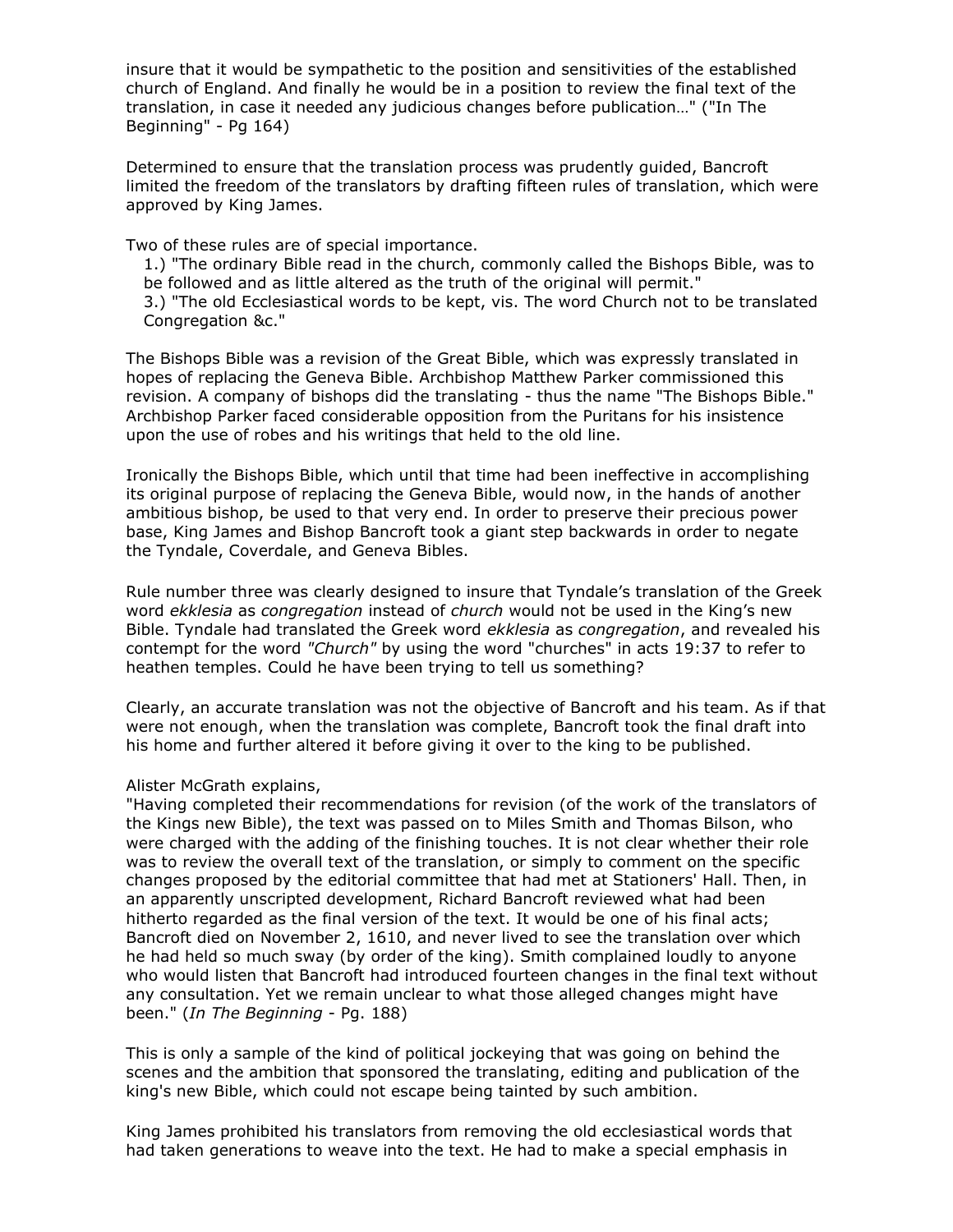insure that it would be sympathetic to the position and sensitivities of the established church of England. And finally he would be in a position to review the final text of the translation, in case it needed any judicious changes before publication…" ("In The Beginning" - Pg 164)

Determined to ensure that the translation process was prudently guided, Bancroft limited the freedom of the translators by drafting fifteen rules of translation, which were approved by King James.

Two of these rules are of special importance.

1.) "The ordinary Bible read in the church, commonly called the Bishops Bible, was to be followed and as little altered as the truth of the original will permit."

3.) "The old Ecclesiastical words to be kept, vis. The word Church not to be translated Congregation &c."

The Bishops Bible was a revision of the Great Bible, which was expressly translated in hopes of replacing the Geneva Bible. Archbishop Matthew Parker commissioned this revision. A company of bishops did the translating - thus the name "The Bishops Bible." Archbishop Parker faced considerable opposition from the Puritans for his insistence upon the use of robes and his writings that held to the old line.

Ironically the Bishops Bible, which until that time had been ineffective in accomplishing its original purpose of replacing the Geneva Bible, would now, in the hands of another ambitious bishop, be used to that very end. In order to preserve their precious power base, King James and Bishop Bancroft took a giant step backwards in order to negate the Tyndale, Coverdale, and Geneva Bibles.

Rule number three was clearly designed to insure that Tyndale's translation of the Greek word *ekklesia* as *congregation* instead of *church* would not be used in the King's new Bible. Tyndale had translated the Greek word *ekklesia* as *congregation*, and revealed his contempt for the word *"Church"* by using the word "churches" in acts 19:37 to refer to heathen temples. Could he have been trying to tell us something?

Clearly, an accurate translation was not the objective of Bancroft and his team. As if that were not enough, when the translation was complete, Bancroft took the final draft into his home and further altered it before giving it over to the king to be published.

Alister McGrath explains,

"Having completed their recommendations for revision (of the work of the translators of the Kings new Bible), the text was passed on to Miles Smith and Thomas Bilson, who were charged with the adding of the finishing touches. It is not clear whether their role was to review the overall text of the translation, or simply to comment on the specific changes proposed by the editorial committee that had met at Stationers' Hall. Then, in an apparently unscripted development, Richard Bancroft reviewed what had been hitherto regarded as the final version of the text. It would be one of his final acts; Bancroft died on November 2, 1610, and never lived to see the translation over which he had held so much sway (by order of the king). Smith complained loudly to anyone who would listen that Bancroft had introduced fourteen changes in the final text without any consultation. Yet we remain unclear to what those alleged changes might have been." (*In The Beginning* - Pg. 188)

This is only a sample of the kind of political jockeying that was going on behind the scenes and the ambition that sponsored the translating, editing and publication of the king's new Bible, which could not escape being tainted by such ambition.

King James prohibited his translators from removing the old ecclesiastical words that had taken generations to weave into the text. He had to make a special emphasis in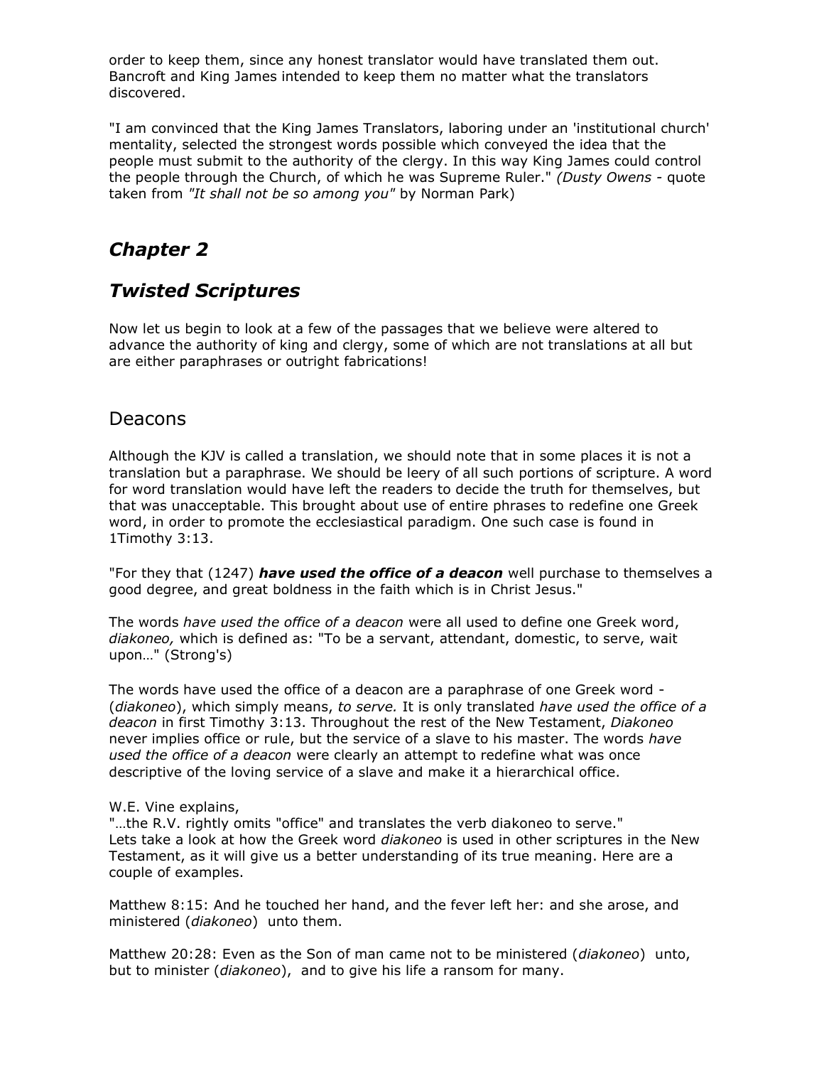order to keep them, since any honest translator would have translated them out. Bancroft and King James intended to keep them no matter what the translators discovered.

"I am convinced that the King James Translators, laboring under an 'institutional church' mentality, selected the strongest words possible which conveyed the idea that the people must submit to the authority of the clergy. In this way King James could control the people through the Church, of which he was Supreme Ruler." *(Dusty Owens* - quote taken from *"It shall not be so among you"* by Norman Park)

## *Chapter 2*

## *Twisted Scriptures*

Now let us begin to look at a few of the passages that we believe were altered to advance the authority of king and clergy, some of which are not translations at all but are either paraphrases or outright fabrications!

### Deacons

Although the KJV is called a translation, we should note that in some places it is not a translation but a paraphrase. We should be leery of all such portions of scripture. A word for word translation would have left the readers to decide the truth for themselves, but that was unacceptable. This brought about use of entire phrases to redefine one Greek word, in order to promote the ecclesiastical paradigm. One such case is found in 1Timothy 3:13.

"For they that (1247) ***have used the office of a deacon*** well purchase to themselves a good degree, and great boldness in the faith which is in Christ Jesus."

The words *have used the office of a deacon* were all used to define one Greek word, *diakoneo,* which is defined as: "To be a servant, attendant, domestic, to serve, wait upon…" (Strong's)

The words have used the office of a deacon are a paraphrase of one Greek word - (*diakoneo*), which simply means, *to serve.* It is only translated *have used the office of a deacon* in first Timothy 3:13. Throughout the rest of the New Testament, *Diakoneo* never implies office or rule, but the service of a slave to his master. The words *have used the office of a deacon* were clearly an attempt to redefine what was once descriptive of the loving service of a slave and make it a hierarchical office.

W.E. Vine explains,
"…the R.V. rightly omits "office" and translates the verb diakoneo to serve."
Lets take a look at how the Greek word *diakoneo* is used in other scriptures in the New Testament, as it will give us a better understanding of its true meaning. Here are a couple of examples.

Matthew 8:15: And he touched her hand, and the fever left her: and she arose, and ministered (*diakoneo*) unto them.

Matthew 20:28: Even as the Son of man came not to be ministered (*diakoneo*) unto, but to minister (*diakoneo*), and to give his life a ransom for many.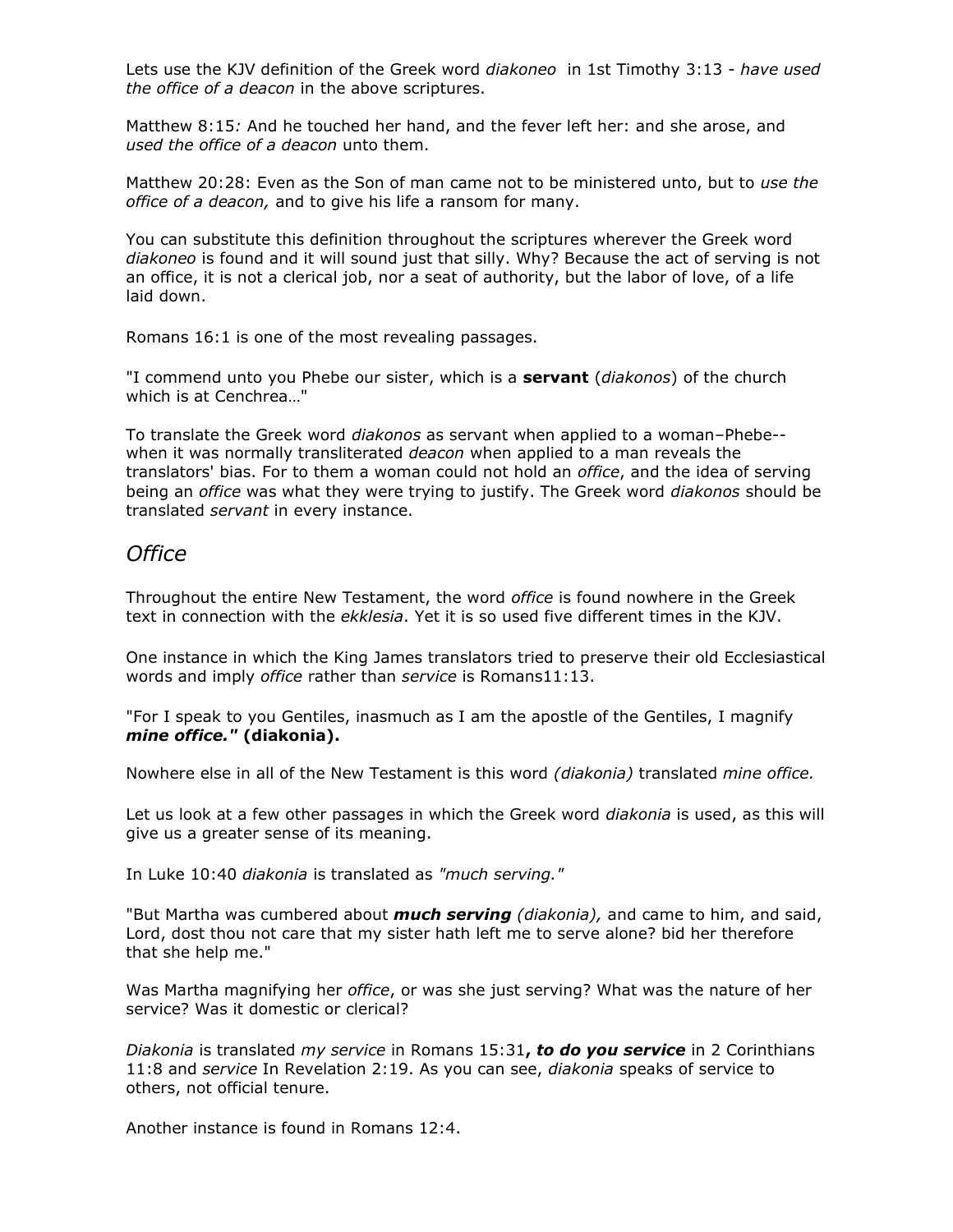Lets use the KJV definition of the Greek word *diakoneo* in 1st Timothy 3:13 - *have used the office of a deacon* in the above scriptures.

Matthew 8:15*:* And he touched her hand, and the fever left her: and she arose, and *used the office of a deacon* unto them.

Matthew 20:28: Even as the Son of man came not to be ministered unto, but to *use the office of a deacon,* and to give his life a ransom for many.

You can substitute this definition throughout the scriptures wherever the Greek word *diakoneo* is found and it will sound just that silly. Why? Because the act of serving is not an office, it is not a clerical job, nor a seat of authority, but the labor of love, of a life laid down.

Romans 16:1 is one of the most revealing passages.

"I commend unto you Phebe our sister, which is a **servant** (*diakonos*) of the church which is at Cenchrea…"

To translate the Greek word *diakonos* as servant when applied to a woman–Phebe--when it was normally transliterated *deacon* when applied to a man reveals the translators' bias. For to them a woman could not hold an *office*, and the idea of serving being an *office* was what they were trying to justify. The Greek word *diakonos* should be translated *servant* in every instance.

## *Office*

Throughout the entire New Testament, the word *office* is found nowhere in the Greek text in connection with the *ekklesia*. Yet it is so used five different times in the KJV.

One instance in which the King James translators tried to preserve their old Ecclesiastical words and imply *office* rather than *service* is Romans11:13.

"For I speak to you Gentiles, inasmuch as I am the apostle of the Gentiles, I magnify ***mine office."*** **(diakonia).**

Nowhere else in all of the New Testament is this word *(diakonia)* translated *mine office.*

Let us look at a few other passages in which the Greek word *diakonia* is used, as this will give us a greater sense of its meaning.

In Luke 10:40 *diakonia* is translated as *"much serving."*

"But Martha was cumbered about ***much serving*** *(diakonia),* and came to him, and said, Lord, dost thou not care that my sister hath left me to serve alone? bid her therefore that she help me."

Was Martha magnifying her *office*, or was she just serving? What was the nature of her service? Was it domestic or clerical?

*Diakonia* is translated *my service* in Romans 15:31***, to do you service*** in 2 Corinthians 11:8 and *service* In Revelation 2:19. As you can see, *diakonia* speaks of service to others, not official tenure.

Another instance is found in Romans 12:4.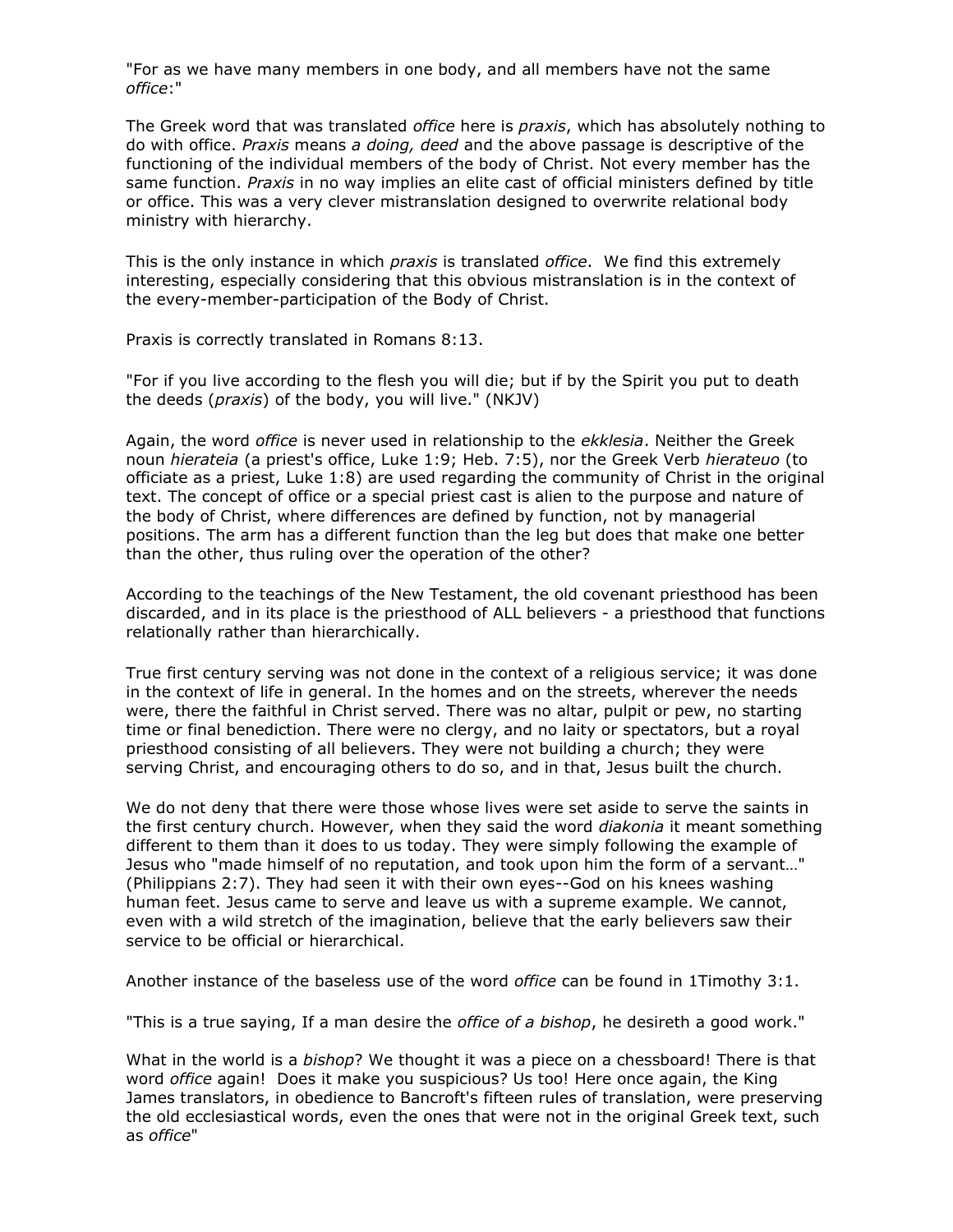"For as we have many members in one body, and all members have not the same *office*:"

The Greek word that was translated *office* here is *praxis*, which has absolutely nothing to do with office. *Praxis* means *a doing, deed* and the above passage is descriptive of the functioning of the individual members of the body of Christ. Not every member has the same function. *Praxis* in no way implies an elite cast of official ministers defined by title or office. This was a very clever mistranslation designed to overwrite relational body ministry with hierarchy.

This is the only instance in which *praxis* is translated *office*. We find this extremely interesting, especially considering that this obvious mistranslation is in the context of the every-member-participation of the Body of Christ.

Praxis is correctly translated in Romans 8:13.

"For if you live according to the flesh you will die; but if by the Spirit you put to death the deeds (*praxis*) of the body, you will live." (NKJV)

Again, the word *office* is never used in relationship to the *ekklesia*. Neither the Greek noun *hierateia* (a priest's office, Luke 1:9; Heb. 7:5), nor the Greek Verb *hierateuo* (to officiate as a priest, Luke 1:8) are used regarding the community of Christ in the original text. The concept of office or a special priest cast is alien to the purpose and nature of the body of Christ, where differences are defined by function, not by managerial positions. The arm has a different function than the leg but does that make one better than the other, thus ruling over the operation of the other?

According to the teachings of the New Testament, the old covenant priesthood has been discarded, and in its place is the priesthood of ALL believers - a priesthood that functions relationally rather than hierarchically.

True first century serving was not done in the context of a religious service; it was done in the context of life in general. In the homes and on the streets, wherever the needs were, there the faithful in Christ served. There was no altar, pulpit or pew, no starting time or final benediction. There were no clergy, and no laity or spectators, but a royal priesthood consisting of all believers. They were not building a church; they were serving Christ, and encouraging others to do so, and in that, Jesus built the church.

We do not deny that there were those whose lives were set aside to serve the saints in the first century church. However, when they said the word *diakonia* it meant something different to them than it does to us today. They were simply following the example of Jesus who "made himself of no reputation, and took upon him the form of a servant…" (Philippians 2:7). They had seen it with their own eyes--God on his knees washing human feet. Jesus came to serve and leave us with a supreme example. We cannot, even with a wild stretch of the imagination, believe that the early believers saw their service to be official or hierarchical.

Another instance of the baseless use of the word *office* can be found in 1Timothy 3:1.

"This is a true saying, If a man desire the *office of a bishop*, he desireth a good work."

What in the world is a *bishop*? We thought it was a piece on a chessboard! There is that word *office* again! Does it make you suspicious? Us too! Here once again, the King James translators, in obedience to Bancroft's fifteen rules of translation, were preserving the old ecclesiastical words, even the ones that were not in the original Greek text, such as *office*"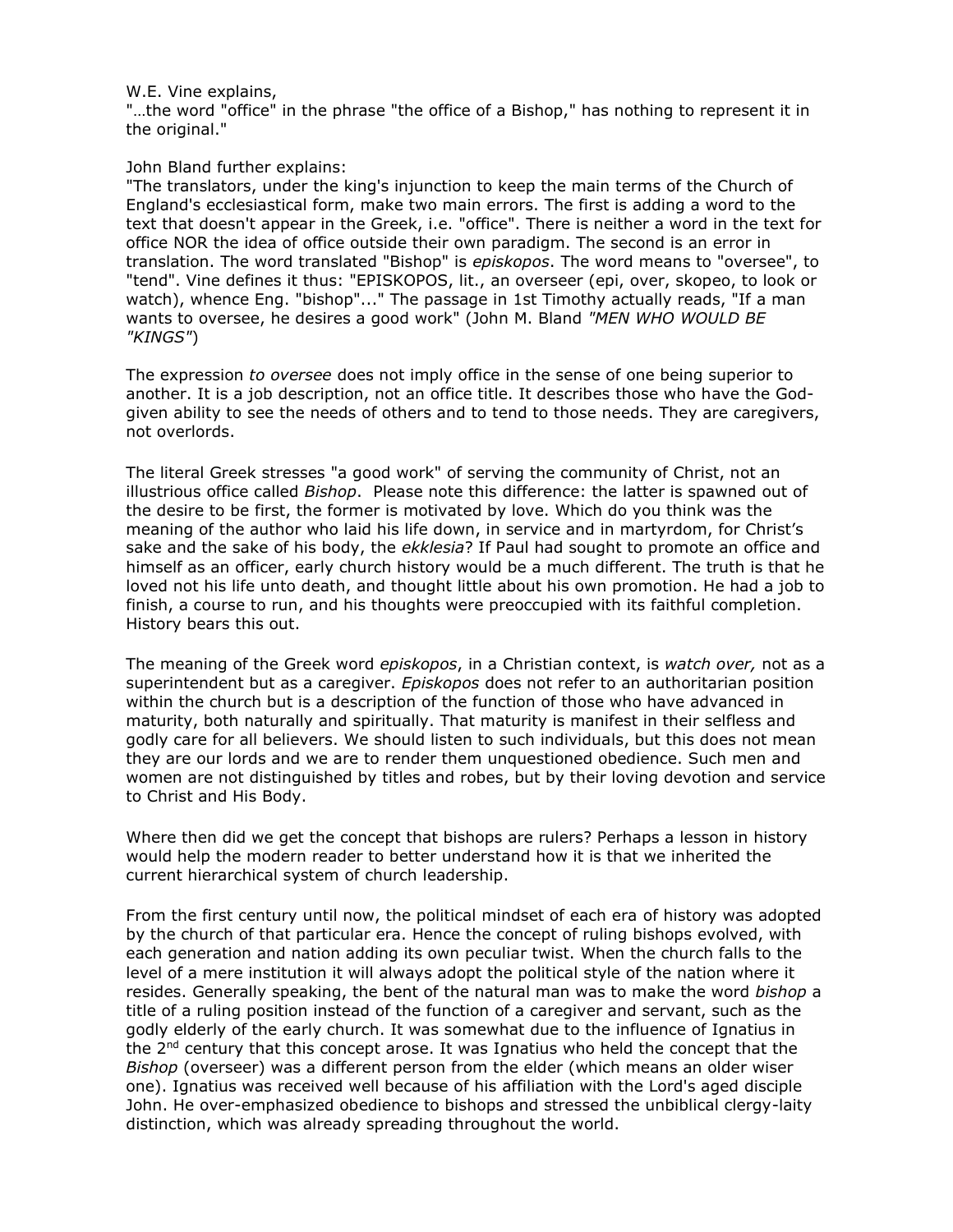W.E. Vine explains,
"…the word "office" in the phrase "the office of a Bishop," has nothing to represent it in the original."

John Bland further explains:
"The translators, under the king's injunction to keep the main terms of the Church of England's ecclesiastical form, make two main errors. The first is adding a word to the text that doesn't appear in the Greek, i.e. "office". There is neither a word in the text for office NOR the idea of office outside their own paradigm. The second is an error in translation. The word translated "Bishop" is *episkopos*. The word means to "oversee", to "tend". Vine defines it thus: "EPISKOPOS, lit., an overseer (epi, over, skopeo, to look or watch), whence Eng. "bishop"..." The passage in 1st Timothy actually reads, "If a man wants to oversee, he desires a good work" (John M. Bland *"MEN WHO WOULD BE "KINGS"*)

The expression *to oversee* does not imply office in the sense of one being superior to another. It is a job description, not an office title. It describes those who have the God-given ability to see the needs of others and to tend to those needs. They are caregivers, not overlords.

The literal Greek stresses "a good work" of serving the community of Christ, not an illustrious office called *Bishop*. Please note this difference: the latter is spawned out of the desire to be first, the former is motivated by love. Which do you think was the meaning of the author who laid his life down, in service and in martyrdom, for Christ's sake and the sake of his body, the *ekklesia*? If Paul had sought to promote an office and himself as an officer, early church history would be a much different. The truth is that he loved not his life unto death, and thought little about his own promotion. He had a job to finish, a course to run, and his thoughts were preoccupied with its faithful completion. History bears this out.

The meaning of the Greek word *episkopos*, in a Christian context, is *watch over,* not as a superintendent but as a caregiver. *Episkopos* does not refer to an authoritarian position within the church but is a description of the function of those who have advanced in maturity, both naturally and spiritually. That maturity is manifest in their selfless and godly care for all believers. We should listen to such individuals, but this does not mean they are our lords and we are to render them unquestioned obedience. Such men and women are not distinguished by titles and robes, but by their loving devotion and service to Christ and His Body.

Where then did we get the concept that bishops are rulers? Perhaps a lesson in history would help the modern reader to better understand how it is that we inherited the current hierarchical system of church leadership.

From the first century until now, the political mindset of each era of history was adopted by the church of that particular era. Hence the concept of ruling bishops evolved, with each generation and nation adding its own peculiar twist. When the church falls to the level of a mere institution it will always adopt the political style of the nation where it resides. Generally speaking, the bent of the natural man was to make the word *bishop* a title of a ruling position instead of the function of a caregiver and servant, such as the godly elderly of the early church. It was somewhat due to the influence of Ignatius in the 2nd century that this concept arose. It was Ignatius who held the concept that the *Bishop* (overseer) was a different person from the elder (which means an older wiser one). Ignatius was received well because of his affiliation with the Lord's aged disciple John. He over-emphasized obedience to bishops and stressed the unbiblical clergy-laity distinction, which was already spreading throughout the world.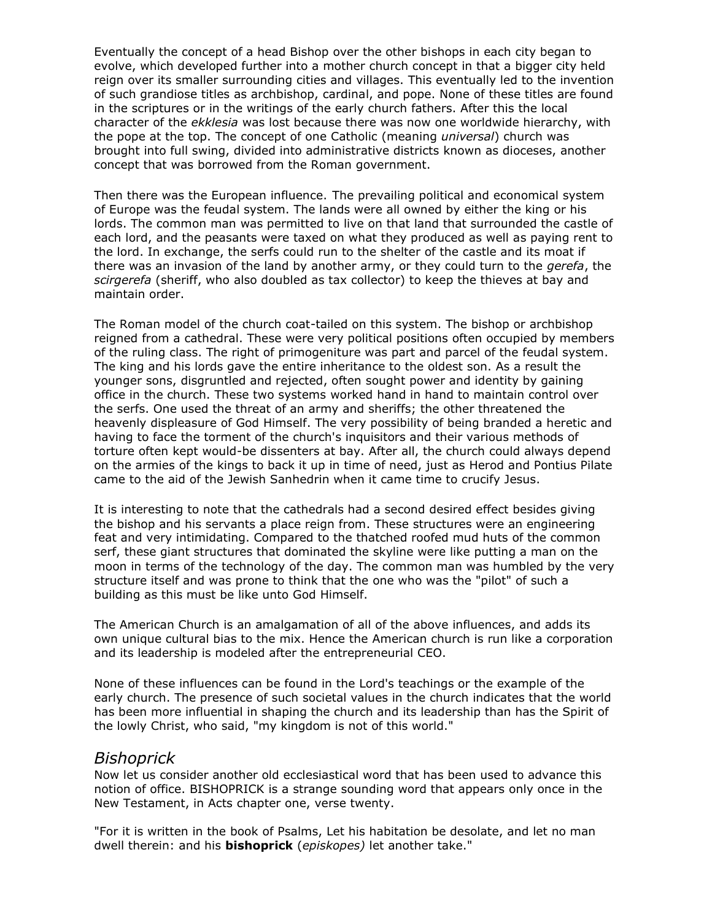Eventually the concept of a head Bishop over the other bishops in each city began to evolve, which developed further into a mother church concept in that a bigger city held reign over its smaller surrounding cities and villages. This eventually led to the invention of such grandiose titles as archbishop, cardinal, and pope. None of these titles are found in the scriptures or in the writings of the early church fathers. After this the local character of the *ekklesia* was lost because there was now one worldwide hierarchy, with the pope at the top. The concept of one Catholic (meaning *universal*) church was brought into full swing, divided into administrative districts known as dioceses, another concept that was borrowed from the Roman government.

Then there was the European influence. The prevailing political and economical system of Europe was the feudal system. The lands were all owned by either the king or his lords. The common man was permitted to live on that land that surrounded the castle of each lord, and the peasants were taxed on what they produced as well as paying rent to the lord. In exchange, the serfs could run to the shelter of the castle and its moat if there was an invasion of the land by another army, or they could turn to the *gerefa*, the *scirgerefa* (sheriff, who also doubled as tax collector) to keep the thieves at bay and maintain order.

The Roman model of the church coat-tailed on this system. The bishop or archbishop reigned from a cathedral. These were very political positions often occupied by members of the ruling class. The right of primogeniture was part and parcel of the feudal system. The king and his lords gave the entire inheritance to the oldest son. As a result the younger sons, disgruntled and rejected, often sought power and identity by gaining office in the church. These two systems worked hand in hand to maintain control over the serfs. One used the threat of an army and sheriffs; the other threatened the heavenly displeasure of God Himself. The very possibility of being branded a heretic and having to face the torment of the church's inquisitors and their various methods of torture often kept would-be dissenters at bay. After all, the church could always depend on the armies of the kings to back it up in time of need, just as Herod and Pontius Pilate came to the aid of the Jewish Sanhedrin when it came time to crucify Jesus.

It is interesting to note that the cathedrals had a second desired effect besides giving the bishop and his servants a place reign from. These structures were an engineering feat and very intimidating. Compared to the thatched roofed mud huts of the common serf, these giant structures that dominated the skyline were like putting a man on the moon in terms of the technology of the day. The common man was humbled by the very structure itself and was prone to think that the one who was the "pilot" of such a building as this must be like unto God Himself.

The American Church is an amalgamation of all of the above influences, and adds its own unique cultural bias to the mix. Hence the American church is run like a corporation and its leadership is modeled after the entrepreneurial CEO.

None of these influences can be found in the Lord's teachings or the example of the early church. The presence of such societal values in the church indicates that the world has been more influential in shaping the church and its leadership than has the Spirit of the lowly Christ, who said, "my kingdom is not of this world."

## *Bishoprick*

Now let us consider another old ecclesiastical word that has been used to advance this notion of office. BISHOPRICK is a strange sounding word that appears only once in the New Testament, in Acts chapter one, verse twenty.

"For it is written in the book of Psalms, Let his habitation be desolate, and let no man dwell therein: and his **bishoprick** (*episkopes)* let another take."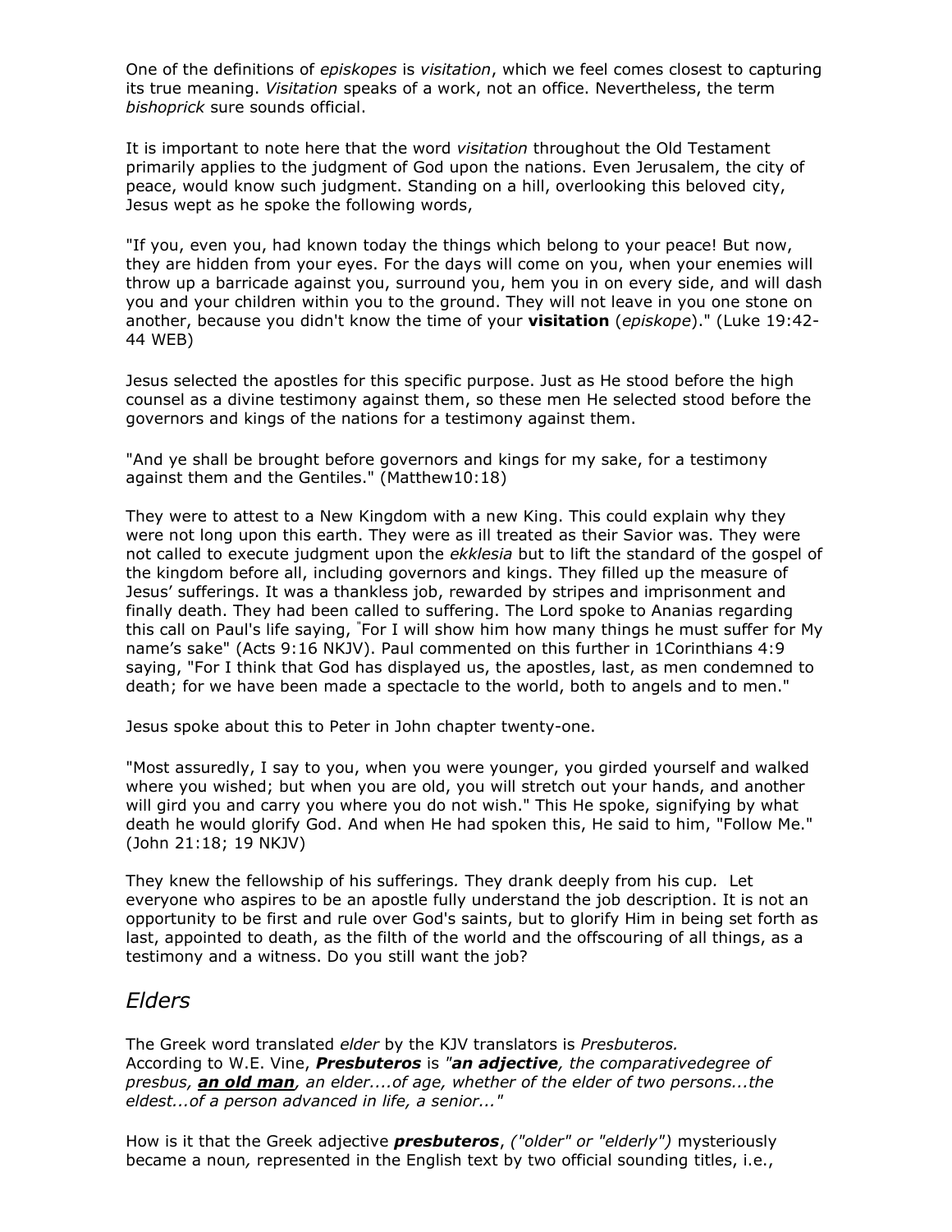One of the definitions of *episkopes* is *visitation*, which we feel comes closest to capturing its true meaning. *Visitation* speaks of a work, not an office. Nevertheless, the term *bishoprick* sure sounds official.

It is important to note here that the word *visitation* throughout the Old Testament primarily applies to the judgment of God upon the nations. Even Jerusalem, the city of peace, would know such judgment. Standing on a hill, overlooking this beloved city, Jesus wept as he spoke the following words,

"If you, even you, had known today the things which belong to your peace! But now, they are hidden from your eyes. For the days will come on you, when your enemies will throw up a barricade against you, surround you, hem you in on every side, and will dash you and your children within you to the ground. They will not leave in you one stone on another, because you didn't know the time of your **visitation** (*episkope*)." (Luke 19:42-44 WEB)

Jesus selected the apostles for this specific purpose. Just as He stood before the high counsel as a divine testimony against them, so these men He selected stood before the governors and kings of the nations for a testimony against them.

"And ye shall be brought before governors and kings for my sake, for a testimony against them and the Gentiles." (Matthew10:18)

They were to attest to a New Kingdom with a new King. This could explain why they were not long upon this earth. They were as ill treated as their Savior was. They were not called to execute judgment upon the *ekklesia* but to lift the standard of the gospel of the kingdom before all, including governors and kings. They filled up the measure of Jesus' sufferings. It was a thankless job, rewarded by stripes and imprisonment and finally death. They had been called to suffering. The Lord spoke to Ananias regarding this call on Paul's life saying, "For I will show him how many things he must suffer for My name's sake" (Acts 9:16 NKJV). Paul commented on this further in 1Corinthians 4:9 saying, "For I think that God has displayed us, the apostles, last, as men condemned to death; for we have been made a spectacle to the world, both to angels and to men."

Jesus spoke about this to Peter in John chapter twenty-one.

"Most assuredly, I say to you, when you were younger, you girded yourself and walked where you wished; but when you are old, you will stretch out your hands, and another will gird you and carry you where you do not wish." This He spoke, signifying by what death he would glorify God. And when He had spoken this, He said to him, "Follow Me." (John 21:18; 19 NKJV)

They knew the fellowship of his sufferings. They drank deeply from his cup. Let everyone who aspires to be an apostle fully understand the job description. It is not an opportunity to be first and rule over God's saints, but to glorify Him in being set forth as last, appointed to death, as the filth of the world and the offscouring of all things, as a testimony and a witness. Do you still want the job?

## *Elders*

The Greek word translated *elder* by the KJV translators is *Presbuteros.* According to W.E. Vine, ***Presbuteros*** is *"**an adjective**, the comparativedegree of presbus, **an old man**, an elder....of age, whether of the elder of two persons...the eldest...of a person advanced in life, a senior..."*

How is it that the Greek adjective ***presbuteros***, *("older" or "elderly")* mysteriously became a noun*,* represented in the English text by two official sounding titles, i.e.,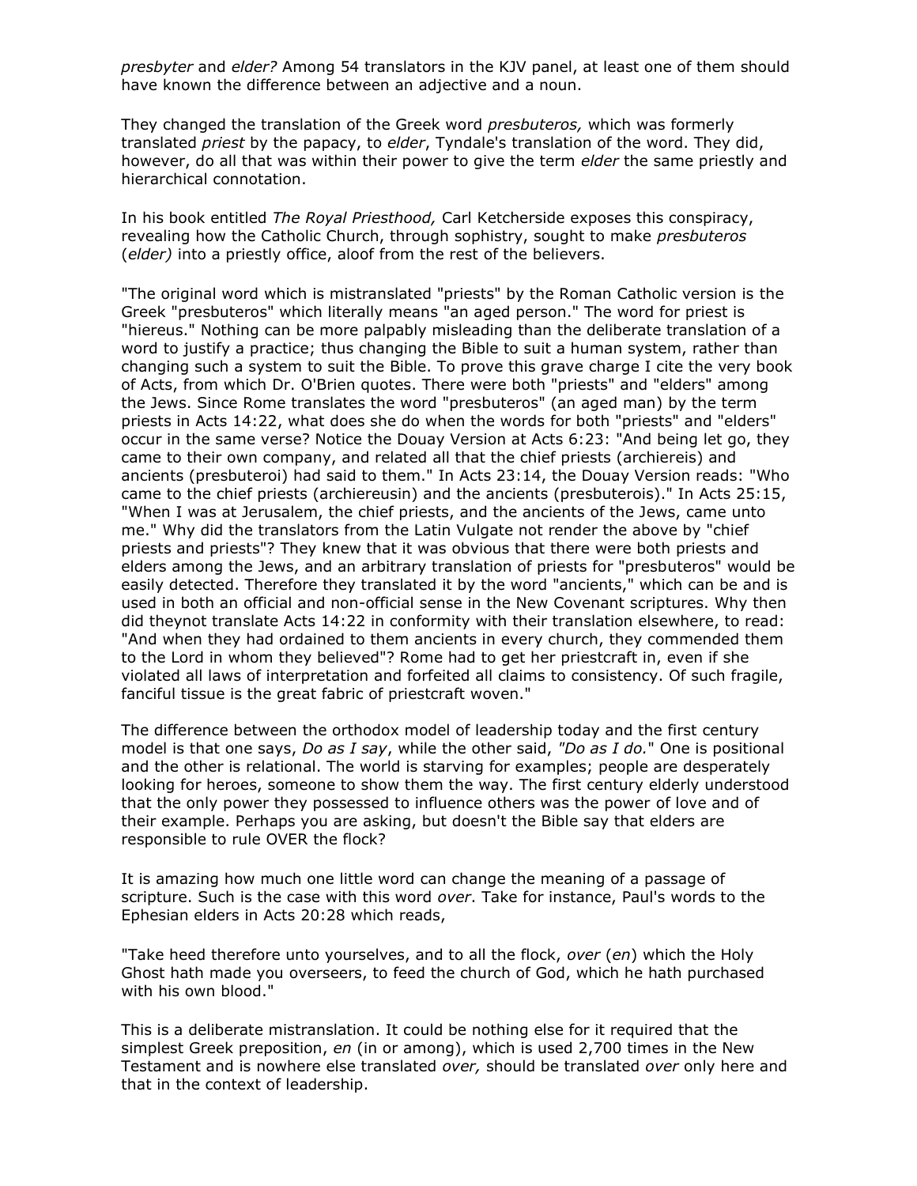*presbyter* and *elder?* Among 54 translators in the KJV panel, at least one of them should have known the difference between an adjective and a noun.

They changed the translation of the Greek word *presbuteros,* which was formerly translated *priest* by the papacy, to *elder*, Tyndale's translation of the word. They did, however, do all that was within their power to give the term *elder* the same priestly and hierarchical connotation.

In his book entitled *The Royal Priesthood,* Carl Ketcherside exposes this conspiracy, revealing how the Catholic Church, through sophistry, sought to make *presbuteros* (*elder)* into a priestly office, aloof from the rest of the believers.

"The original word which is mistranslated "priests" by the Roman Catholic version is the Greek "presbuteros" which literally means "an aged person." The word for priest is "hiereus." Nothing can be more palpably misleading than the deliberate translation of a word to justify a practice; thus changing the Bible to suit a human system, rather than changing such a system to suit the Bible. To prove this grave charge I cite the very book of Acts, from which Dr. O'Brien quotes. There were both "priests" and "elders" among the Jews. Since Rome translates the word "presbuteros" (an aged man) by the term priests in Acts 14:22, what does she do when the words for both "priests" and "elders" occur in the same verse? Notice the Douay Version at Acts 6:23: "And being let go, they came to their own company, and related all that the chief priests (archiereis) and ancients (presbuteroi) had said to them." In Acts 23:14, the Douay Version reads: "Who came to the chief priests (archiereusin) and the ancients (presbuterois)." In Acts 25:15, "When I was at Jerusalem, the chief priests, and the ancients of the Jews, came unto me." Why did the translators from the Latin Vulgate not render the above by "chief priests and priests"? They knew that it was obvious that there were both priests and elders among the Jews, and an arbitrary translation of priests for "presbuteros" would be easily detected. Therefore they translated it by the word "ancients," which can be and is used in both an official and non-official sense in the New Covenant scriptures. Why then did theynot translate Acts 14:22 in conformity with their translation elsewhere, to read: "And when they had ordained to them ancients in every church, they commended them to the Lord in whom they believed"? Rome had to get her priestcraft in, even if she violated all laws of interpretation and forfeited all claims to consistency. Of such fragile, fanciful tissue is the great fabric of priestcraft woven."

The difference between the orthodox model of leadership today and the first century model is that one says, *Do as I say*, while the other said, *"Do as I do.*" One is positional and the other is relational. The world is starving for examples; people are desperately looking for heroes, someone to show them the way. The first century elderly understood that the only power they possessed to influence others was the power of love and of their example. Perhaps you are asking, but doesn't the Bible say that elders are responsible to rule OVER the flock?

It is amazing how much one little word can change the meaning of a passage of scripture. Such is the case with this word *over*. Take for instance, Paul's words to the Ephesian elders in Acts 20:28 which reads,

"Take heed therefore unto yourselves, and to all the flock, *over* (*en*) which the Holy Ghost hath made you overseers, to feed the church of God, which he hath purchased with his own blood."

This is a deliberate mistranslation. It could be nothing else for it required that the simplest Greek preposition, *en* (in or among), which is used 2,700 times in the New Testament and is nowhere else translated *over,* should be translated *over* only here and that in the context of leadership.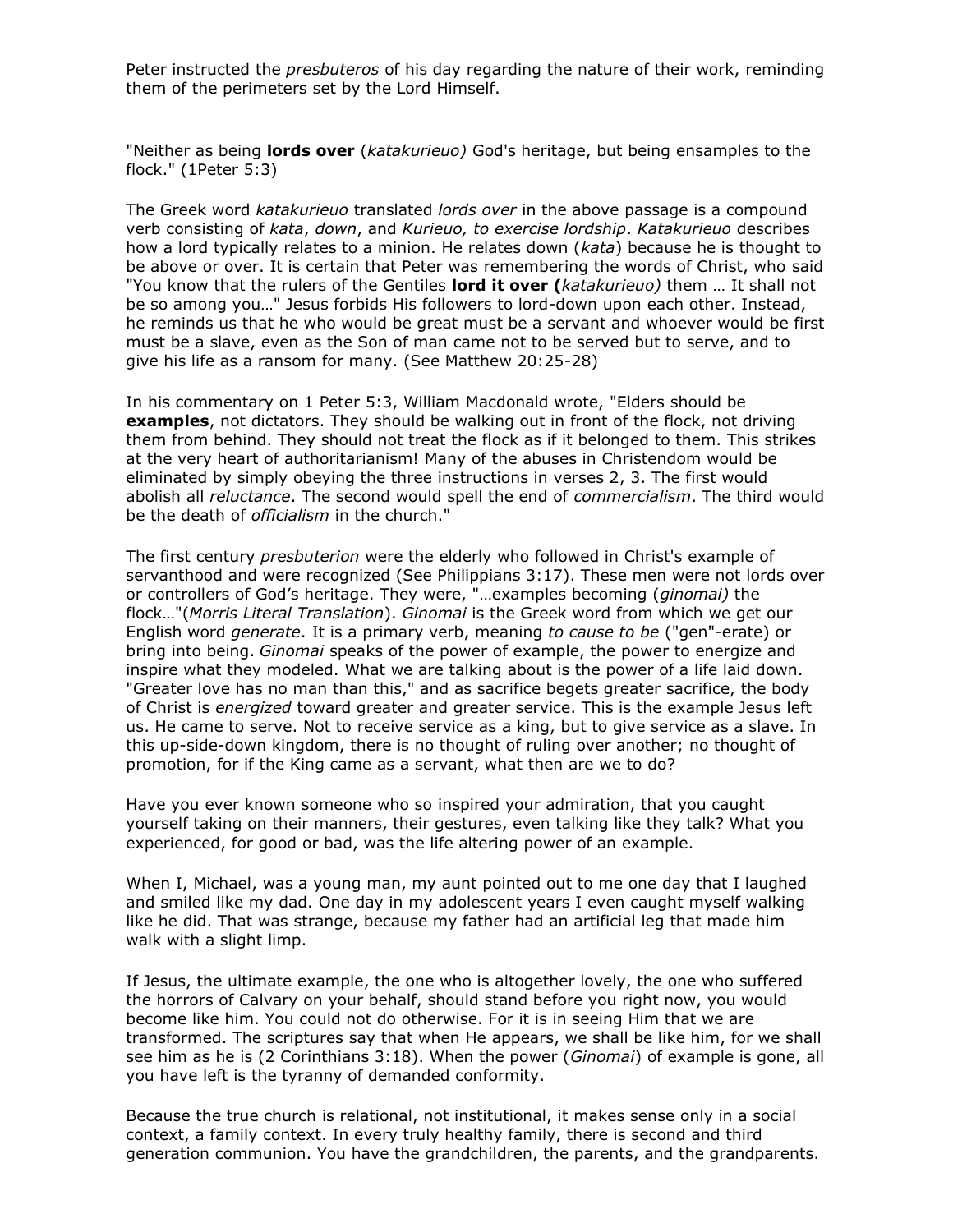Peter instructed the *presbuteros* of his day regarding the nature of their work, reminding them of the perimeters set by the Lord Himself.

"Neither as being **lords over** (*katakurieuo)* God's heritage, but being ensamples to the flock." (1Peter 5:3)

The Greek word *katakurieuo* translated *lords over* in the above passage is a compound verb consisting of *kata*, *down*, and *Kurieuo, to exercise lordship*. *Katakurieuo* describes how a lord typically relates to a minion. He relates down (*kata*) because he is thought to be above or over. It is certain that Peter was remembering the words of Christ, who said "You know that the rulers of the Gentiles **lord it over (***katakurieuo)* them … It shall not be so among you…" Jesus forbids His followers to lord-down upon each other. Instead, he reminds us that he who would be great must be a servant and whoever would be first must be a slave, even as the Son of man came not to be served but to serve, and to give his life as a ransom for many. (See Matthew 20:25-28)

In his commentary on 1 Peter 5:3, William Macdonald wrote, "Elders should be **examples**, not dictators. They should be walking out in front of the flock, not driving them from behind. They should not treat the flock as if it belonged to them. This strikes at the very heart of authoritarianism! Many of the abuses in Christendom would be eliminated by simply obeying the three instructions in verses 2, 3. The first would abolish all *reluctance*. The second would spell the end of *commercialism*. The third would be the death of *officialism* in the church."

The first century *presbuterion* were the elderly who followed in Christ's example of servanthood and were recognized (See Philippians 3:17). These men were not lords over or controllers of God's heritage. They were, "…examples becoming (*ginomai)* the flock…"(*Morris Literal Translation*). *Ginomai* is the Greek word from which we get our English word *generate*. It is a primary verb, meaning *to cause to be* ("gen"-erate) or bring into being. *Ginomai* speaks of the power of example, the power to energize and inspire what they modeled. What we are talking about is the power of a life laid down. "Greater love has no man than this," and as sacrifice begets greater sacrifice, the body of Christ is *energized* toward greater and greater service. This is the example Jesus left us. He came to serve. Not to receive service as a king, but to give service as a slave. In this up-side-down kingdom, there is no thought of ruling over another; no thought of promotion, for if the King came as a servant, what then are we to do?

Have you ever known someone who so inspired your admiration, that you caught yourself taking on their manners, their gestures, even talking like they talk? What you experienced, for good or bad, was the life altering power of an example.

When I, Michael, was a young man, my aunt pointed out to me one day that I laughed and smiled like my dad. One day in my adolescent years I even caught myself walking like he did. That was strange, because my father had an artificial leg that made him walk with a slight limp.

If Jesus, the ultimate example, the one who is altogether lovely, the one who suffered the horrors of Calvary on your behalf, should stand before you right now, you would become like him. You could not do otherwise. For it is in seeing Him that we are transformed. The scriptures say that when He appears, we shall be like him, for we shall see him as he is (2 Corinthians 3:18). When the power (*Ginomai*) of example is gone, all you have left is the tyranny of demanded conformity.

Because the true church is relational, not institutional, it makes sense only in a social context, a family context. In every truly healthy family, there is second and third generation communion. You have the grandchildren, the parents, and the grandparents.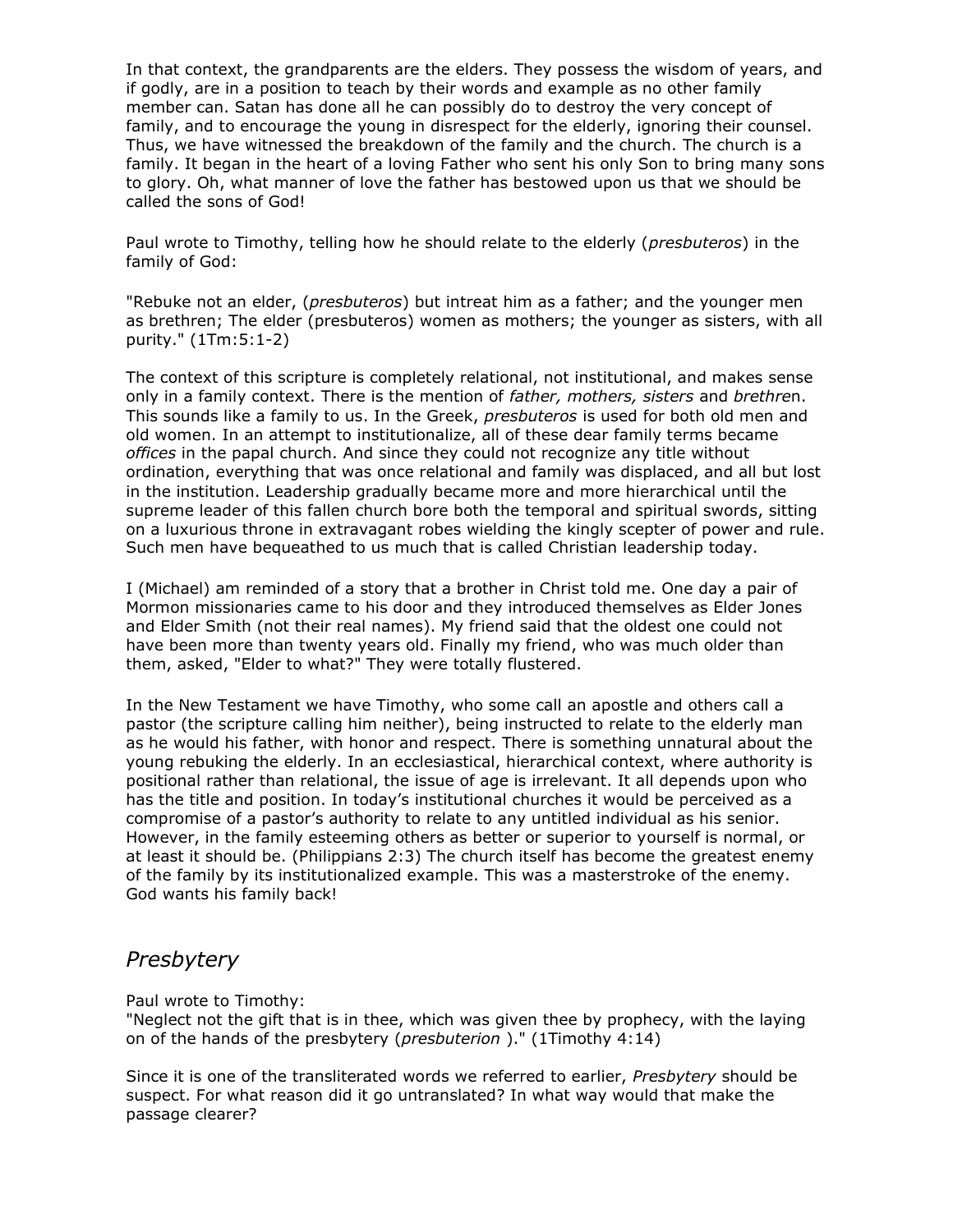In that context, the grandparents are the elders. They possess the wisdom of years, and if godly, are in a position to teach by their words and example as no other family member can. Satan has done all he can possibly do to destroy the very concept of family, and to encourage the young in disrespect for the elderly, ignoring their counsel. Thus, we have witnessed the breakdown of the family and the church. The church is a family. It began in the heart of a loving Father who sent his only Son to bring many sons to glory. Oh, what manner of love the father has bestowed upon us that we should be called the sons of God!

Paul wrote to Timothy, telling how he should relate to the elderly (*presbuteros*) in the family of God:

"Rebuke not an elder, (*presbuteros*) but intreat him as a father; and the younger men as brethren; The elder (presbuteros) women as mothers; the younger as sisters, with all purity." (1Tm:5:1-2)

The context of this scripture is completely relational, not institutional, and makes sense only in a family context. There is the mention of *father, mothers, sisters* and *brethre*n. This sounds like a family to us. In the Greek, *presbuteros* is used for both old men and old women. In an attempt to institutionalize, all of these dear family terms became *offices* in the papal church. And since they could not recognize any title without ordination, everything that was once relational and family was displaced, and all but lost in the institution. Leadership gradually became more and more hierarchical until the supreme leader of this fallen church bore both the temporal and spiritual swords, sitting on a luxurious throne in extravagant robes wielding the kingly scepter of power and rule. Such men have bequeathed to us much that is called Christian leadership today.

I (Michael) am reminded of a story that a brother in Christ told me. One day a pair of Mormon missionaries came to his door and they introduced themselves as Elder Jones and Elder Smith (not their real names). My friend said that the oldest one could not have been more than twenty years old. Finally my friend, who was much older than them, asked, "Elder to what?" They were totally flustered.

In the New Testament we have Timothy, who some call an apostle and others call a pastor (the scripture calling him neither), being instructed to relate to the elderly man as he would his father, with honor and respect. There is something unnatural about the young rebuking the elderly. In an ecclesiastical, hierarchical context, where authority is positional rather than relational, the issue of age is irrelevant. It all depends upon who has the title and position. In today's institutional churches it would be perceived as a compromise of a pastor's authority to relate to any untitled individual as his senior. However, in the family esteeming others as better or superior to yourself is normal, or at least it should be. (Philippians 2:3) The church itself has become the greatest enemy of the family by its institutionalized example. This was a masterstroke of the enemy. God wants his family back!

## *Presbytery*

Paul wrote to Timothy:
"Neglect not the gift that is in thee, which was given thee by prophecy, with the laying on of the hands of the presbytery (*presbuterion* )." (1Timothy 4:14)

Since it is one of the transliterated words we referred to earlier, *Presbytery* should be suspect. For what reason did it go untranslated? In what way would that make the passage clearer?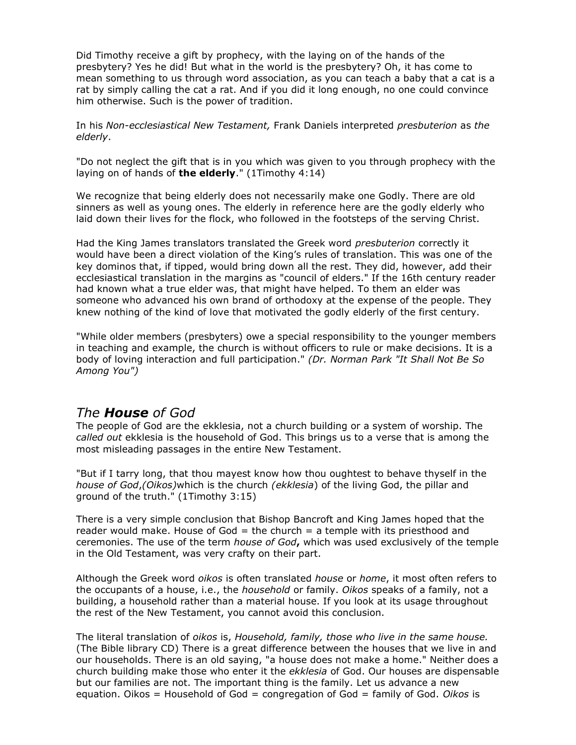Did Timothy receive a gift by prophecy, with the laying on of the hands of the presbytery? Yes he did! But what in the world is the presbytery? Oh, it has come to mean something to us through word association, as you can teach a baby that a cat is a rat by simply calling the cat a rat. And if you did it long enough, no one could convince him otherwise. Such is the power of tradition.

In his *Non-ecclesiastical New Testament,* Frank Daniels interpreted *presbuterion* as *the elderly*.

"Do not neglect the gift that is in you which was given to you through prophecy with the laying on of hands of **the elderly**." (1Timothy 4:14)

We recognize that being elderly does not necessarily make one Godly. There are old sinners as well as young ones. The elderly in reference here are the godly elderly who laid down their lives for the flock, who followed in the footsteps of the serving Christ.

Had the King James translators translated the Greek word *presbuterion* correctly it would have been a direct violation of the King's rules of translation. This was one of the key dominos that, if tipped, would bring down all the rest. They did, however, add their ecclesiastical translation in the margins as "council of elders." If the 16th century reader had known what a true elder was, that might have helped. To them an elder was someone who advanced his own brand of orthodoxy at the expense of the people. They knew nothing of the kind of love that motivated the godly elderly of the first century.

"While older members (presbyters) owe a special responsibility to the younger members in teaching and example, the church is without officers to rule or make decisions. It is a body of loving interaction and full participation." *(Dr. Norman Park "It Shall Not Be So Among You")*

## *The **House** of God*

The people of God are the ekklesia, not a church building or a system of worship. The *called out* ekklesia is the household of God. This brings us to a verse that is among the most misleading passages in the entire New Testament.

"But if I tarry long, that thou mayest know how thou oughtest to behave thyself in the *house of God*,*(Oikos)*which is the church *(ekklesia*) of the living God, the pillar and ground of the truth." (1Timothy 3:15)

There is a very simple conclusion that Bishop Bancroft and King James hoped that the reader would make. House of God = the church = a temple with its priesthood and ceremonies. The use of the term *house of God***,** which was used exclusively of the temple in the Old Testament, was very crafty on their part.

Although the Greek word *oikos* is often translated *house* or *home*, it most often refers to the occupants of a house, i.e., the *household* or family. *Oikos* speaks of a family, not a building, a household rather than a material house. If you look at its usage throughout the rest of the New Testament, you cannot avoid this conclusion.

The literal translation of *oikos* is, *Household, family, those who live in the same house.* (The Bible library CD) There is a great difference between the houses that we live in and our households. There is an old saying, "a house does not make a home." Neither does a church building make those who enter it the *ekklesia* of God. Our houses are dispensable but our families are not. The important thing is the family. Let us advance a new equation. Oikos = Household of God = congregation of God = family of God. *Oikos* is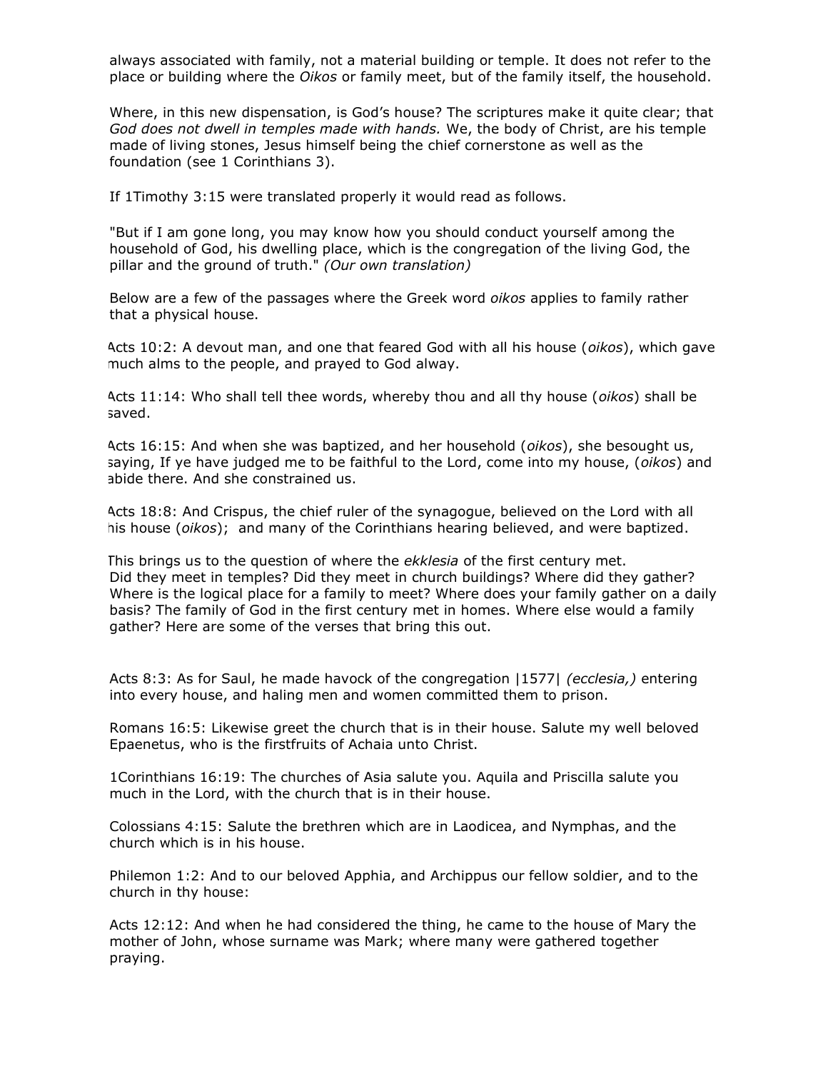always associated with family, not a material building or temple. It does not refer to the place or building where the *Oikos* or family meet, but of the family itself, the household.

Where, in this new dispensation, is God's house? The scriptures make it quite clear; that *God does not dwell in temples made with hands.* We, the body of Christ, are his temple made of living stones, Jesus himself being the chief cornerstone as well as the foundation (see 1 Corinthians 3).

If 1Timothy 3:15 were translated properly it would read as follows.

"But if I am gone long, you may know how you should conduct yourself among the household of God, his dwelling place, which is the congregation of the living God, the pillar and the ground of truth." *(Our own translation)*

Below are a few of the passages where the Greek word *oikos* applies to family rather that a physical house.

Acts 10:2: A devout man, and one that feared God with all his house (*oikos*), which gave much alms to the people, and prayed to God alway.

Acts 11:14: Who shall tell thee words, whereby thou and all thy house (*oikos*) shall be saved.

Acts 16:15: And when she was baptized, and her household (*oikos*), she besought us, saying, If ye have judged me to be faithful to the Lord, come into my house, (*oikos*) and abide there. And she constrained us.

Acts 18:8: And Crispus, the chief ruler of the synagogue, believed on the Lord with all his house (*oikos*); and many of the Corinthians hearing believed, and were baptized.

This brings us to the question of where the *ekklesia* of the first century met. Did they meet in temples? Did they meet in church buildings? Where did they gather? Where is the logical place for a family to meet? Where does your family gather on a daily basis? The family of God in the first century met in homes. Where else would a family gather? Here are some of the verses that bring this out.

Acts 8:3: As for Saul, he made havock of the congregation |1577| *(ecclesia,)* entering into every house, and haling men and women committed them to prison.

Romans 16:5: Likewise greet the church that is in their house. Salute my well beloved Epaenetus, who is the firstfruits of Achaia unto Christ.

1Corinthians 16:19: The churches of Asia salute you. Aquila and Priscilla salute you much in the Lord, with the church that is in their house.

Colossians 4:15: Salute the brethren which are in Laodicea, and Nymphas, and the church which is in his house.

Philemon 1:2: And to our beloved Apphia, and Archippus our fellow soldier, and to the church in thy house:

Acts 12:12: And when he had considered the thing, he came to the house of Mary the mother of John, whose surname was Mark; where many were gathered together praying.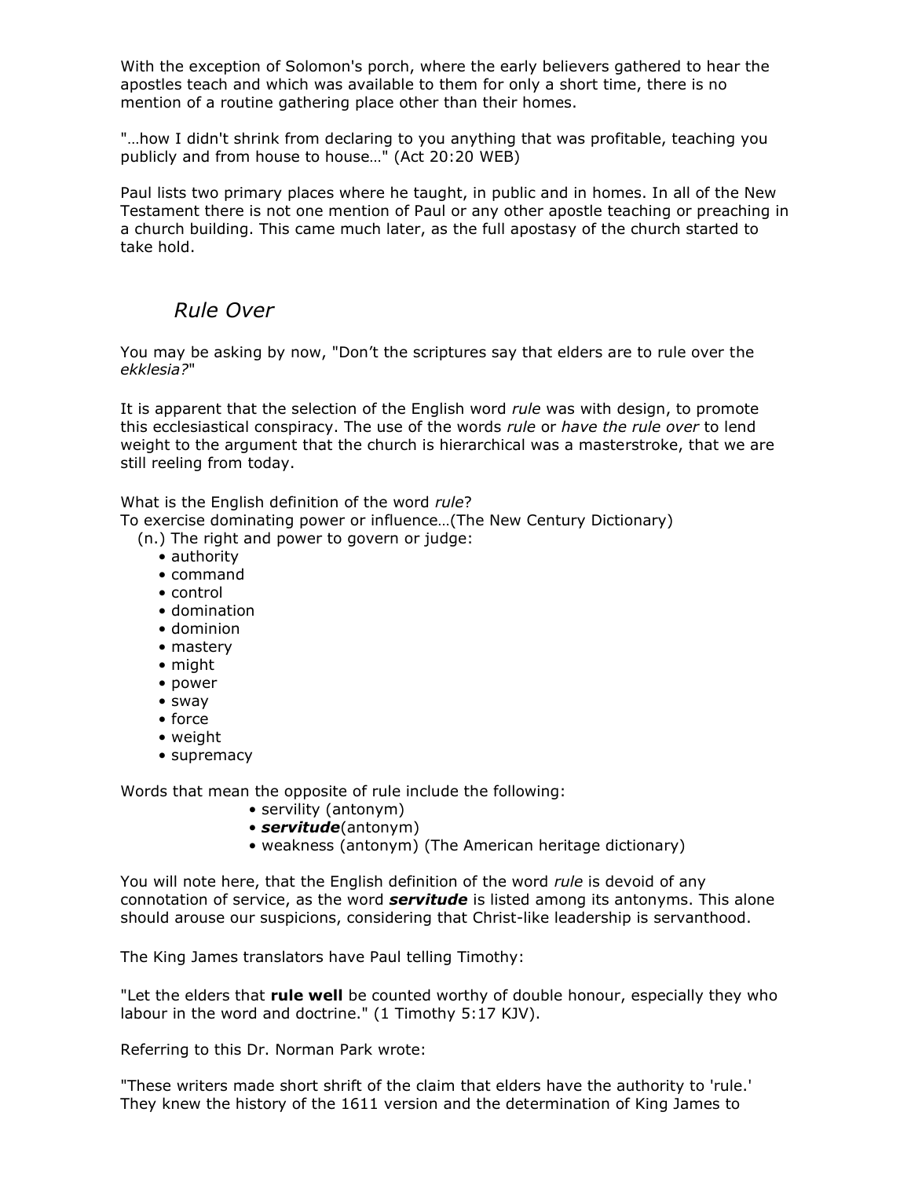With the exception of Solomon's porch, where the early believers gathered to hear the apostles teach and which was available to them for only a short time, there is no mention of a routine gathering place other than their homes.

"…how I didn't shrink from declaring to you anything that was profitable, teaching you publicly and from house to house…" (Act 20:20 WEB)

Paul lists two primary places where he taught, in public and in homes. In all of the New Testament there is not one mention of Paul or any other apostle teaching or preaching in a church building. This came much later, as the full apostasy of the church started to take hold.

## *Rule Over*

You may be asking by now, "Don't the scriptures say that elders are to rule over the *ekklesia?*"

It is apparent that the selection of the English word *rule* was with design, to promote this ecclesiastical conspiracy. The use of the words *rule* or *have the rule over* to lend weight to the argument that the church is hierarchical was a masterstroke, that we are still reeling from today.

What is the English definition of the word *rule*?
To exercise dominating power or influence…(The New Century Dictionary)

(n.) The right and power to govern or judge:

- authority
- command
- control
- domination
- dominion
- mastery
- might
- power
- sway
- force
- weight
- supremacy

Words that mean the opposite of rule include the following:

- servility (antonym)
- ***servitude***(antonym)
- weakness (antonym) (The American heritage dictionary)

You will note here, that the English definition of the word *rule* is devoid of any connotation of service, as the word ***servitude*** is listed among its antonyms. This alone should arouse our suspicions, considering that Christ-like leadership is servanthood.

The King James translators have Paul telling Timothy:

"Let the elders that **rule well** be counted worthy of double honour, especially they who labour in the word and doctrine." (1 Timothy 5:17 KJV).

Referring to this Dr. Norman Park wrote:

"These writers made short shrift of the claim that elders have the authority to 'rule.' They knew the history of the 1611 version and the determination of King James to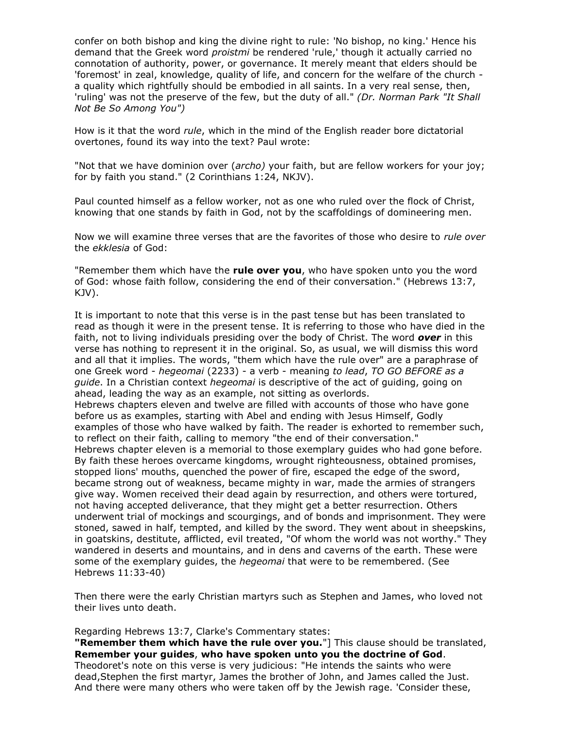confer on both bishop and king the divine right to rule: 'No bishop, no king.' Hence his demand that the Greek word *proistmi* be rendered 'rule,' though it actually carried no connotation of authority, power, or governance. It merely meant that elders should be 'foremost' in zeal, knowledge, quality of life, and concern for the welfare of the church - a quality which rightfully should be embodied in all saints. In a very real sense, then, 'ruling' was not the preserve of the few, but the duty of all." *(Dr. Norman Park "It Shall Not Be So Among You")*

How is it that the word *rule*, which in the mind of the English reader bore dictatorial overtones, found its way into the text? Paul wrote:

"Not that we have dominion over (*archo)* your faith, but are fellow workers for your joy; for by faith you stand." (2 Corinthians 1:24, NKJV).

Paul counted himself as a fellow worker, not as one who ruled over the flock of Christ, knowing that one stands by faith in God, not by the scaffoldings of domineering men.

Now we will examine three verses that are the favorites of those who desire to *rule over* the *ekklesia* of God:

"Remember them which have the **rule over you**, who have spoken unto you the word of God: whose faith follow, considering the end of their conversation." (Hebrews 13:7, KJV).

It is important to note that this verse is in the past tense but has been translated to read as though it were in the present tense. It is referring to those who have died in the faith, not to living individuals presiding over the body of Christ. The word ***over*** in this verse has nothing to represent it in the original. So, as usual, we will dismiss this word and all that it implies. The words, "them which have the rule over" are a paraphrase of one Greek word - *hegeomai* (2233) - a verb - meaning *to lead*, *TO GO BEFORE as a guide*. In a Christian context *hegeomai* is descriptive of the act of guiding, going on ahead, leading the way as an example, not sitting as overlords.
Hebrews chapters eleven and twelve are filled with accounts of those who have gone before us as examples, starting with Abel and ending with Jesus Himself, Godly examples of those who have walked by faith. The reader is exhorted to remember such, to reflect on their faith, calling to memory "the end of their conversation."
Hebrews chapter eleven is a memorial to those exemplary guides who had gone before. By faith these heroes overcame kingdoms, wrought righteousness, obtained promises, stopped lions' mouths, quenched the power of fire, escaped the edge of the sword, became strong out of weakness, became mighty in war, made the armies of strangers give way. Women received their dead again by resurrection, and others were tortured, not having accepted deliverance, that they might get a better resurrection. Others underwent trial of mockings and scourgings, and of bonds and imprisonment. They were stoned, sawed in half, tempted, and killed by the sword. They went about in sheepskins, in goatskins, destitute, afflicted, evil treated, "Of whom the world was not worthy." They wandered in deserts and mountains, and in dens and caverns of the earth. These were some of the exemplary guides, the *hegeomai* that were to be remembered. (See Hebrews 11:33-40)

Then there were the early Christian martyrs such as Stephen and James, who loved not their lives unto death.

Regarding Hebrews 13:7, Clarke's Commentary states:
**"Remember them which have the rule over you.**"] This clause should be translated, **Remember your guides**, **who have spoken unto you the doctrine of God**.
Theodoret's note on this verse is very judicious: "He intends the saints who were dead,Stephen the first martyr, James the brother of John, and James called the Just. And there were many others who were taken off by the Jewish rage. 'Consider these,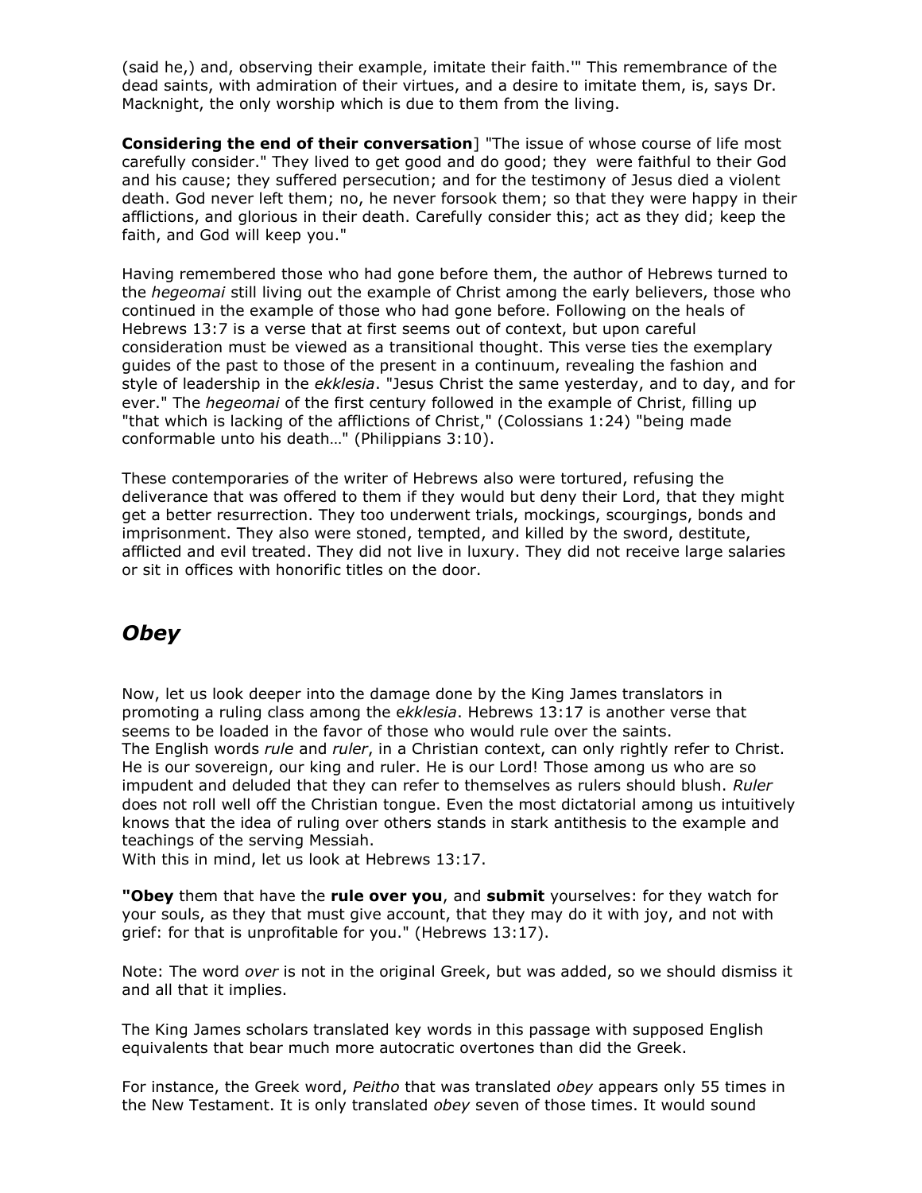(said he,) and, observing their example, imitate their faith.'" This remembrance of the dead saints, with admiration of their virtues, and a desire to imitate them, is, says Dr. Macknight, the only worship which is due to them from the living.

**Considering the end of their conversation**] "The issue of whose course of life most carefully consider." They lived to get good and do good; they were faithful to their God and his cause; they suffered persecution; and for the testimony of Jesus died a violent death. God never left them; no, he never forsook them; so that they were happy in their afflictions, and glorious in their death. Carefully consider this; act as they did; keep the faith, and God will keep you."

Having remembered those who had gone before them, the author of Hebrews turned to the *hegeomai* still living out the example of Christ among the early believers, those who continued in the example of those who had gone before. Following on the heals of Hebrews 13:7 is a verse that at first seems out of context, but upon careful consideration must be viewed as a transitional thought. This verse ties the exemplary guides of the past to those of the present in a continuum, revealing the fashion and style of leadership in the *ekklesia*. "Jesus Christ the same yesterday, and to day, and for ever." The *hegeomai* of the first century followed in the example of Christ, filling up "that which is lacking of the afflictions of Christ," (Colossians 1:24) "being made conformable unto his death…" (Philippians 3:10).

These contemporaries of the writer of Hebrews also were tortured, refusing the deliverance that was offered to them if they would but deny their Lord, that they might get a better resurrection. They too underwent trials, mockings, scourgings, bonds and imprisonment. They also were stoned, tempted, and killed by the sword, destitute, afflicted and evil treated. They did not live in luxury. They did not receive large salaries or sit in offices with honorific titles on the door.

## *Obey*

Now, let us look deeper into the damage done by the King James translators in promoting a ruling class among the e*kklesia*. Hebrews 13:17 is another verse that seems to be loaded in the favor of those who would rule over the saints.
The English words *rule* and *ruler*, in a Christian context, can only rightly refer to Christ. He is our sovereign, our king and ruler. He is our Lord! Those among us who are so impudent and deluded that they can refer to themselves as rulers should blush. *Ruler* does not roll well off the Christian tongue. Even the most dictatorial among us intuitively knows that the idea of ruling over others stands in stark antithesis to the example and teachings of the serving Messiah.
With this in mind, let us look at Hebrews 13:17.

**"Obey** them that have the **rule over you**, and **submit** yourselves: for they watch for your souls, as they that must give account, that they may do it with joy, and not with grief: for that is unprofitable for you." (Hebrews 13:17).

Note: The word *over* is not in the original Greek, but was added, so we should dismiss it and all that it implies.

The King James scholars translated key words in this passage with supposed English equivalents that bear much more autocratic overtones than did the Greek.

For instance, the Greek word, *Peitho* that was translated *obey* appears only 55 times in the New Testament. It is only translated *obey* seven of those times. It would sound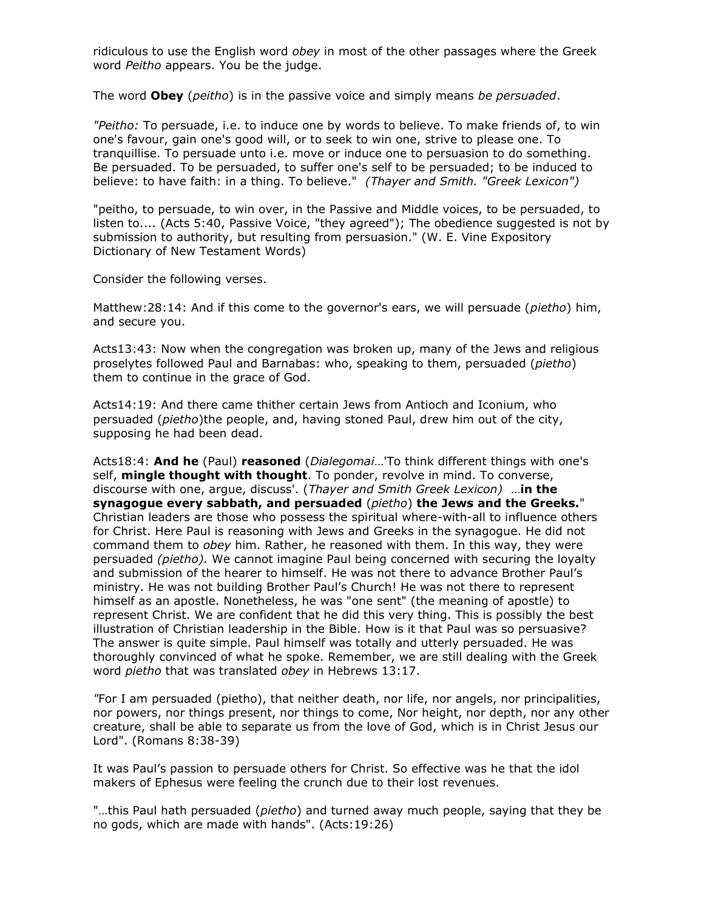ridiculous to use the English word *obey* in most of the other passages where the Greek word *Peitho* appears. You be the judge.

The word **Obey** (*peitho*) is in the passive voice and simply means *be persuaded*.

*"Peitho:* To persuade, i.e. to induce one by words to believe. To make friends of, to win one's favour, gain one's good will, or to seek to win one, strive to please one. To tranquillise. To persuade unto i.e. move or induce one to persuasion to do something. Be persuaded. To be persuaded, to suffer one's self to be persuaded; to be induced to believe: to have faith: in a thing. To believe." *(Thayer and Smith. "Greek Lexicon")*

"peitho, to persuade, to win over, in the Passive and Middle voices, to be persuaded, to listen to.... (Acts 5:40, Passive Voice, "they agreed"); The obedience suggested is not by submission to authority, but resulting from persuasion." (W. E. Vine Expository Dictionary of New Testament Words)

Consider the following verses.

Matthew:28:14: And if this come to the governor's ears, we will persuade (*pietho*) him, and secure you.

Acts13:43: Now when the congregation was broken up, many of the Jews and religious proselytes followed Paul and Barnabas: who, speaking to them, persuaded (*pietho*) them to continue in the grace of God.

Acts14:19: And there came thither certain Jews from Antioch and Iconium, who persuaded (*pietho*)the people, and, having stoned Paul, drew him out of the city, supposing he had been dead.

Acts18:4: **And he** (Paul) **reasoned** (*Dialegomai*…'To think different things with one's self, **mingle thought with thought**. To ponder, revolve in mind. To converse, discourse with one, argue, discuss'. (*Thayer and Smith Greek Lexicon)* …**in the synagogue every sabbath, and persuaded** (*pietho*) **the Jews and the Greeks.**" Christian leaders are those who possess the spiritual where-with-all to influence others for Christ. Here Paul is reasoning with Jews and Greeks in the synagogue. He did not command them to *obey* him. Rather, he reasoned with them. In this way, they were persuaded *(pietho).* We cannot imagine Paul being concerned with securing the loyalty and submission of the hearer to himself. He was not there to advance Brother Paul's ministry. He was not building Brother Paul's Church! He was not there to represent himself as an apostle. Nonetheless, he was "one sent" (the meaning of apostle) to represent Christ. We are confident that he did this very thing. This is possibly the best illustration of Christian leadership in the Bible. How is it that Paul was so persuasive? The answer is quite simple. Paul himself was totally and utterly persuaded. He was thoroughly convinced of what he spoke. Remember, we are still dealing with the Greek word *pietho* that was translated *obey* in Hebrews 13:17.

"For I am persuaded (pietho), that neither death, nor life, nor angels, nor principalities, nor powers, nor things present, nor things to come, Nor height, nor depth, nor any other creature, shall be able to separate us from the love of God, which is in Christ Jesus our Lord". (Romans 8:38-39)

It was Paul's passion to persuade others for Christ. So effective was he that the idol makers of Ephesus were feeling the crunch due to their lost revenues.

"…this Paul hath persuaded (*pietho*) and turned away much people, saying that they be no gods, which are made with hands". (Acts:19:26)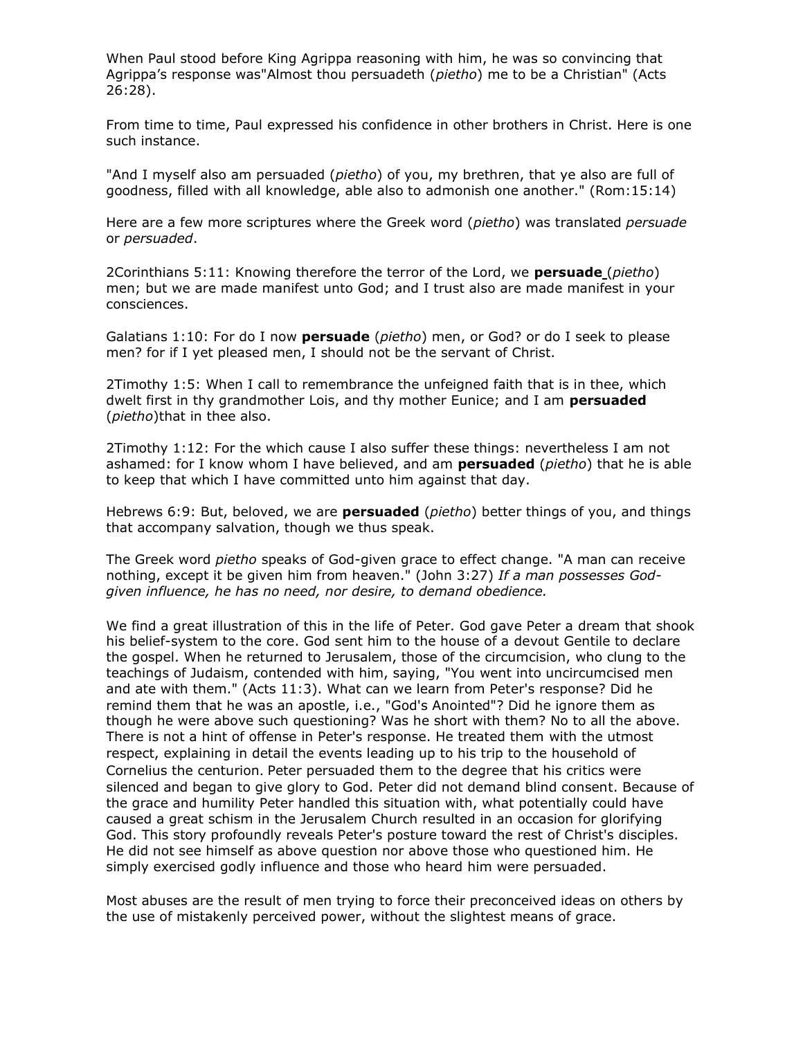When Paul stood before King Agrippa reasoning with him, he was so convincing that Agrippa's response was"Almost thou persuadeth (*pietho*) me to be a Christian" (Acts 26:28).

From time to time, Paul expressed his confidence in other brothers in Christ. Here is one such instance.

"And I myself also am persuaded (*pietho*) of you, my brethren, that ye also are full of goodness, filled with all knowledge, able also to admonish one another." (Rom:15:14)

Here are a few more scriptures where the Greek word (*pietho*) was translated *persuade* or *persuaded*.

2Corinthians 5:11: Knowing therefore the terror of the Lord, we **persuade** (*pietho*) men; but we are made manifest unto God; and I trust also are made manifest in your consciences.

Galatians 1:10: For do I now **persuade** (*pietho*) men, or God? or do I seek to please men? for if I yet pleased men, I should not be the servant of Christ.

2Timothy 1:5: When I call to remembrance the unfeigned faith that is in thee, which dwelt first in thy grandmother Lois, and thy mother Eunice; and I am **persuaded** (*pietho*)that in thee also.

2Timothy 1:12: For the which cause I also suffer these things: nevertheless I am not ashamed: for I know whom I have believed, and am **persuaded** (*pietho*) that he is able to keep that which I have committed unto him against that day.

Hebrews 6:9: But, beloved, we are **persuaded** (*pietho*) better things of you, and things that accompany salvation, though we thus speak.

The Greek word *pietho* speaks of God-given grace to effect change. "A man can receive nothing, except it be given him from heaven." (John 3:27) *If a man possesses God-given influence, he has no need, nor desire, to demand obedience.*

We find a great illustration of this in the life of Peter. God gave Peter a dream that shook his belief-system to the core. God sent him to the house of a devout Gentile to declare the gospel. When he returned to Jerusalem, those of the circumcision, who clung to the teachings of Judaism, contended with him, saying, "You went into uncircumcised men and ate with them." (Acts 11:3). What can we learn from Peter's response? Did he remind them that he was an apostle, i.e., "God's Anointed"? Did he ignore them as though he were above such questioning? Was he short with them? No to all the above. There is not a hint of offense in Peter's response. He treated them with the utmost respect, explaining in detail the events leading up to his trip to the household of Cornelius the centurion. Peter persuaded them to the degree that his critics were silenced and began to give glory to God. Peter did not demand blind consent. Because of the grace and humility Peter handled this situation with, what potentially could have caused a great schism in the Jerusalem Church resulted in an occasion for glorifying God. This story profoundly reveals Peter's posture toward the rest of Christ's disciples. He did not see himself as above question nor above those who questioned him. He simply exercised godly influence and those who heard him were persuaded.

Most abuses are the result of men trying to force their preconceived ideas on others by the use of mistakenly perceived power, without the slightest means of grace.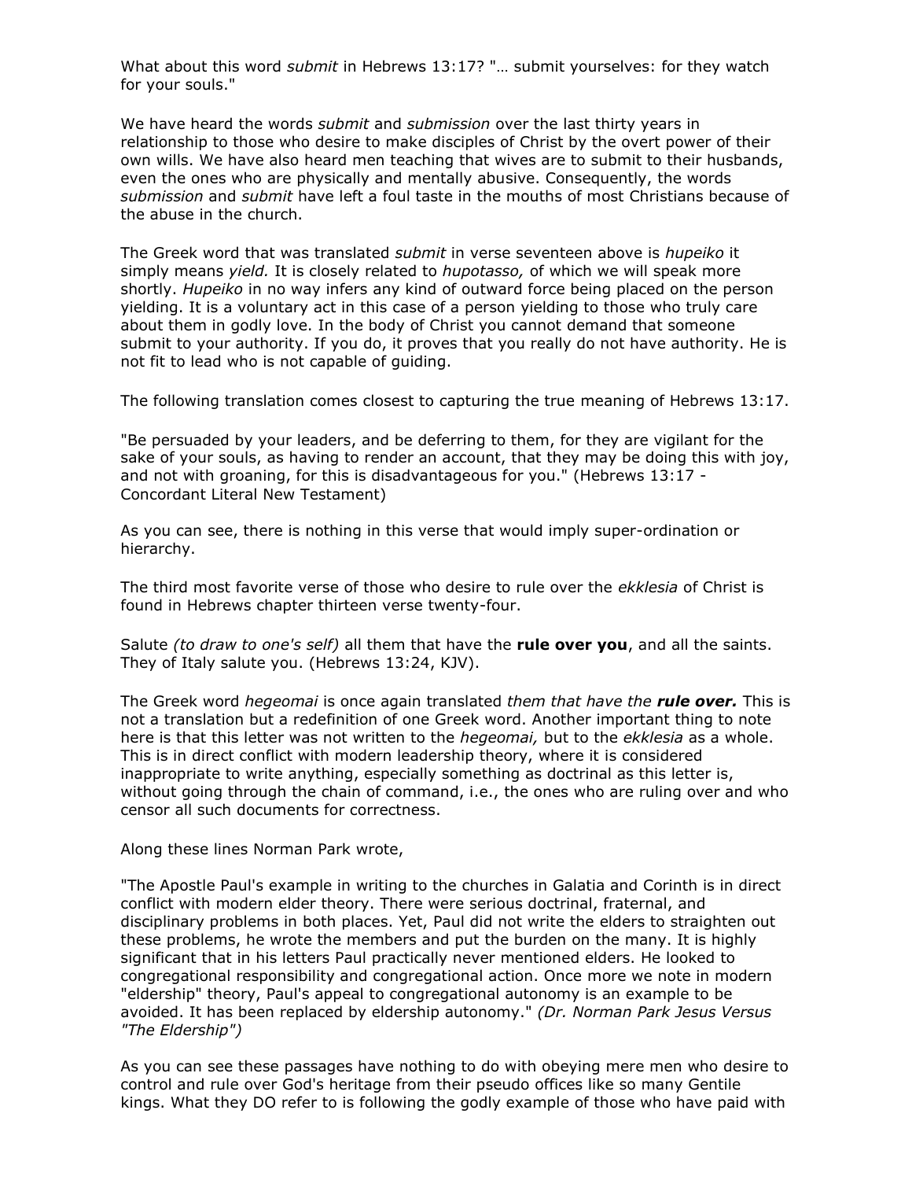What about this word *submit* in Hebrews 13:17? "… submit yourselves: for they watch for your souls."

We have heard the words *submit* and *submission* over the last thirty years in relationship to those who desire to make disciples of Christ by the overt power of their own wills. We have also heard men teaching that wives are to submit to their husbands, even the ones who are physically and mentally abusive. Consequently, the words *submission* and *submit* have left a foul taste in the mouths of most Christians because of the abuse in the church.

The Greek word that was translated *submit* in verse seventeen above is *hupeiko* it simply means *yield.* It is closely related to *hupotasso,* of which we will speak more shortly. *Hupeiko* in no way infers any kind of outward force being placed on the person yielding. It is a voluntary act in this case of a person yielding to those who truly care about them in godly love. In the body of Christ you cannot demand that someone submit to your authority. If you do, it proves that you really do not have authority. He is not fit to lead who is not capable of guiding.

The following translation comes closest to capturing the true meaning of Hebrews 13:17.

"Be persuaded by your leaders, and be deferring to them, for they are vigilant for the sake of your souls, as having to render an account, that they may be doing this with joy, and not with groaning, for this is disadvantageous for you." (Hebrews 13:17 - Concordant Literal New Testament)

As you can see, there is nothing in this verse that would imply super-ordination or hierarchy.

The third most favorite verse of those who desire to rule over the *ekklesia* of Christ is found in Hebrews chapter thirteen verse twenty-four.

Salute *(to draw to one's self)* all them that have the **rule over you**, and all the saints. They of Italy salute you. (Hebrews 13:24, KJV).

The Greek word *hegeomai* is once again translated *them that have the **rule over.*** This is not a translation but a redefinition of one Greek word. Another important thing to note here is that this letter was not written to the *hegeomai,* but to the *ekklesia* as a whole. This is in direct conflict with modern leadership theory, where it is considered inappropriate to write anything, especially something as doctrinal as this letter is, without going through the chain of command, i.e., the ones who are ruling over and who censor all such documents for correctness.

Along these lines Norman Park wrote,

"The Apostle Paul's example in writing to the churches in Galatia and Corinth is in direct conflict with modern elder theory. There were serious doctrinal, fraternal, and disciplinary problems in both places. Yet, Paul did not write the elders to straighten out these problems, he wrote the members and put the burden on the many. It is highly significant that in his letters Paul practically never mentioned elders. He looked to congregational responsibility and congregational action. Once more we note in modern "eldership" theory, Paul's appeal to congregational autonomy is an example to be avoided. It has been replaced by eldership autonomy." *(Dr. Norman Park Jesus Versus "The Eldership")*

As you can see these passages have nothing to do with obeying mere men who desire to control and rule over God's heritage from their pseudo offices like so many Gentile kings. What they DO refer to is following the godly example of those who have paid with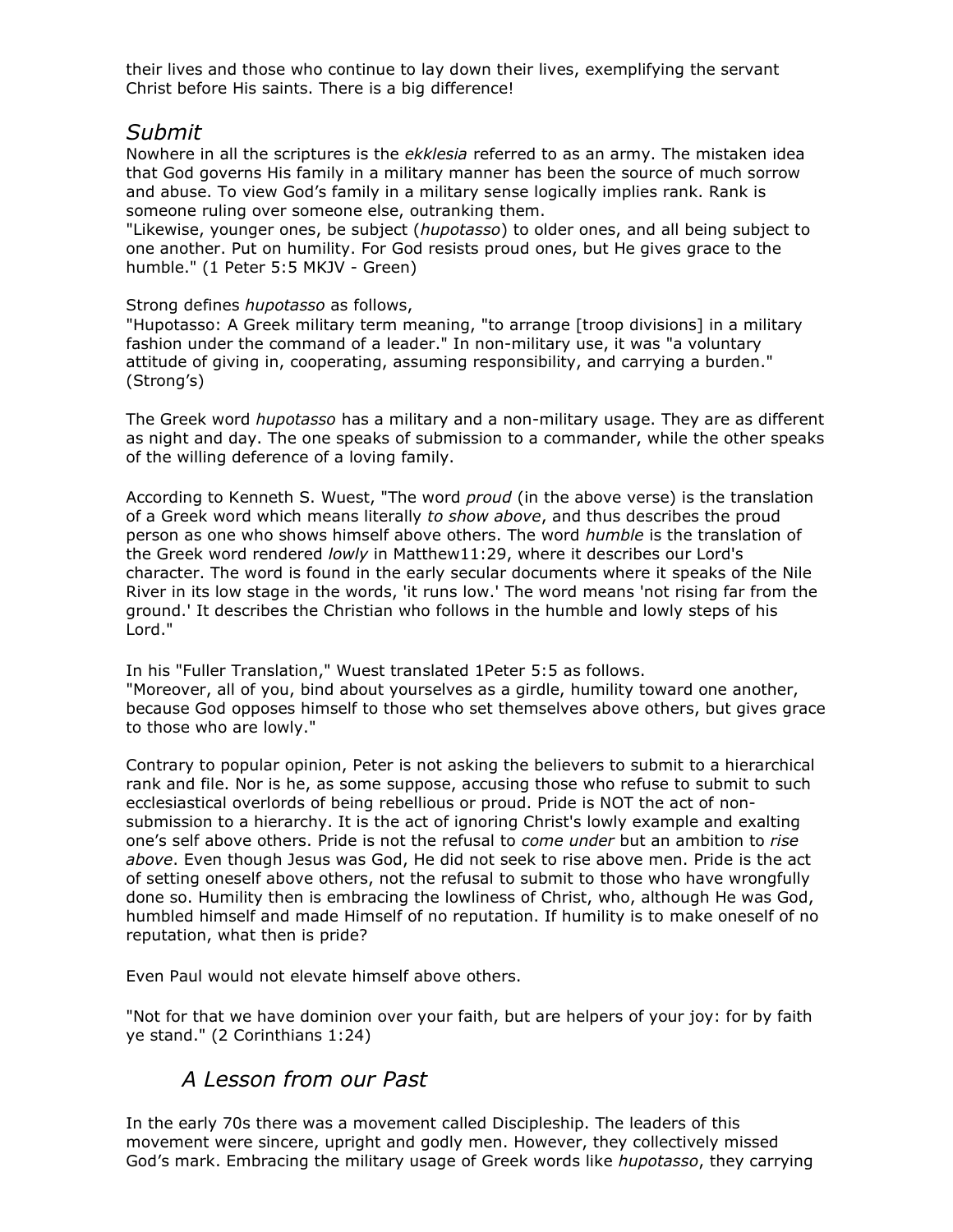their lives and those who continue to lay down their lives, exemplifying the servant Christ before His saints. There is a big difference!

## *Submit*

Nowhere in all the scriptures is the *ekklesia* referred to as an army. The mistaken idea that God governs His family in a military manner has been the source of much sorrow and abuse. To view God's family in a military sense logically implies rank. Rank is someone ruling over someone else, outranking them.

"Likewise, younger ones, be subject (*hupotasso*) to older ones, and all being subject to one another. Put on humility. For God resists proud ones, but He gives grace to the humble." (1 Peter 5:5 MKJV - Green)

Strong defines *hupotasso* as follows,

"Hupotasso: A Greek military term meaning, "to arrange [troop divisions] in a military fashion under the command of a leader." In non-military use, it was "a voluntary attitude of giving in, cooperating, assuming responsibility, and carrying a burden." (Strong's)

The Greek word *hupotasso* has a military and a non-military usage. They are as different as night and day. The one speaks of submission to a commander, while the other speaks of the willing deference of a loving family.

According to Kenneth S. Wuest, "The word *proud* (in the above verse) is the translation of a Greek word which means literally *to show above*, and thus describes the proud person as one who shows himself above others. The word *humble* is the translation of the Greek word rendered *lowly* in Matthew11:29, where it describes our Lord's character. The word is found in the early secular documents where it speaks of the Nile River in its low stage in the words, 'it runs low.' The word means 'not rising far from the ground.' It describes the Christian who follows in the humble and lowly steps of his Lord."

In his "Fuller Translation," Wuest translated 1Peter 5:5 as follows.

"Moreover, all of you, bind about yourselves as a girdle, humility toward one another, because God opposes himself to those who set themselves above others, but gives grace to those who are lowly."

Contrary to popular opinion, Peter is not asking the believers to submit to a hierarchical rank and file. Nor is he, as some suppose, accusing those who refuse to submit to such ecclesiastical overlords of being rebellious or proud. Pride is NOT the act of non-submission to a hierarchy. It is the act of ignoring Christ's lowly example and exalting one's self above others. Pride is not the refusal to *come under* but an ambition to *rise above*. Even though Jesus was God, He did not seek to rise above men. Pride is the act of setting oneself above others, not the refusal to submit to those who have wrongfully done so. Humility then is embracing the lowliness of Christ, who, although He was God, humbled himself and made Himself of no reputation. If humility is to make oneself of no reputation, what then is pride?

Even Paul would not elevate himself above others.

"Not for that we have dominion over your faith, but are helpers of your joy: for by faith ye stand." (2 Corinthians 1:24)

### *A Lesson from our Past*

In the early 70s there was a movement called Discipleship. The leaders of this movement were sincere, upright and godly men. However, they collectively missed God's mark. Embracing the military usage of Greek words like *hupotasso*, they carrying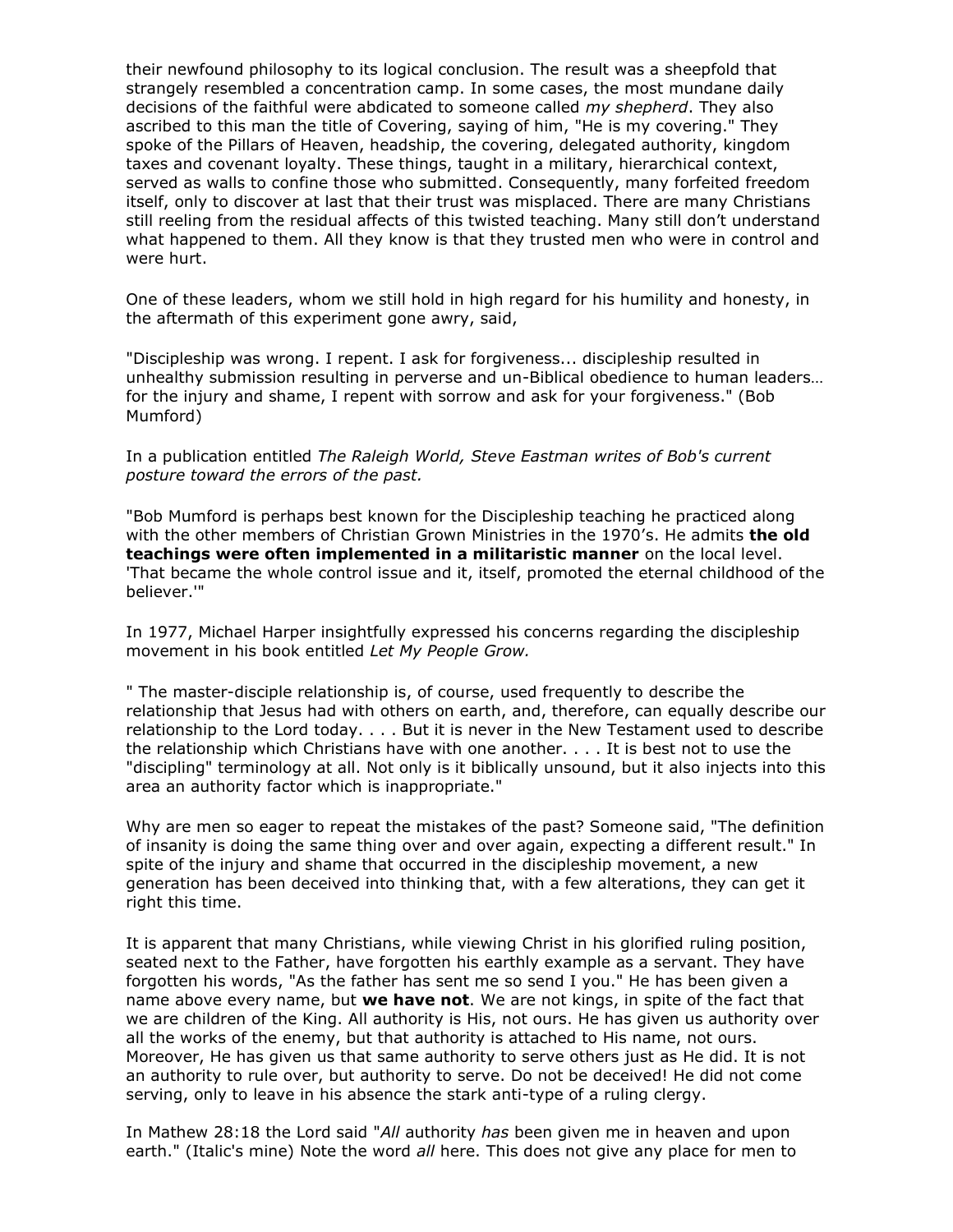their newfound philosophy to its logical conclusion. The result was a sheepfold that strangely resembled a concentration camp. In some cases, the most mundane daily decisions of the faithful were abdicated to someone called *my shepherd*. They also ascribed to this man the title of Covering, saying of him, "He is my covering." They spoke of the Pillars of Heaven, headship, the covering, delegated authority, kingdom taxes and covenant loyalty. These things, taught in a military, hierarchical context, served as walls to confine those who submitted. Consequently, many forfeited freedom itself, only to discover at last that their trust was misplaced. There are many Christians still reeling from the residual affects of this twisted teaching. Many still don't understand what happened to them. All they know is that they trusted men who were in control and were hurt.

One of these leaders, whom we still hold in high regard for his humility and honesty, in the aftermath of this experiment gone awry, said,

"Discipleship was wrong. I repent. I ask for forgiveness... discipleship resulted in unhealthy submission resulting in perverse and un-Biblical obedience to human leaders… for the injury and shame, I repent with sorrow and ask for your forgiveness." (Bob Mumford)

In a publication entitled *The Raleigh World, Steve Eastman writes of Bob's current posture toward the errors of the past.*

"Bob Mumford is perhaps best known for the Discipleship teaching he practiced along with the other members of Christian Grown Ministries in the 1970's. He admits **the old teachings were often implemented in a militaristic manner** on the local level. 'That became the whole control issue and it, itself, promoted the eternal childhood of the believer.'"

In 1977, Michael Harper insightfully expressed his concerns regarding the discipleship movement in his book entitled *Let My People Grow.*

" The master-disciple relationship is, of course, used frequently to describe the relationship that Jesus had with others on earth, and, therefore, can equally describe our relationship to the Lord today. . . . But it is never in the New Testament used to describe the relationship which Christians have with one another. . . . It is best not to use the "discipling" terminology at all. Not only is it biblically unsound, but it also injects into this area an authority factor which is inappropriate."

Why are men so eager to repeat the mistakes of the past? Someone said, "The definition of insanity is doing the same thing over and over again, expecting a different result." In spite of the injury and shame that occurred in the discipleship movement, a new generation has been deceived into thinking that, with a few alterations, they can get it right this time.

It is apparent that many Christians, while viewing Christ in his glorified ruling position, seated next to the Father, have forgotten his earthly example as a servant. They have forgotten his words, "As the father has sent me so send I you." He has been given a name above every name, but **we have not**. We are not kings, in spite of the fact that we are children of the King. All authority is His, not ours. He has given us authority over all the works of the enemy, but that authority is attached to His name, not ours. Moreover, He has given us that same authority to serve others just as He did. It is not an authority to rule over, but authority to serve. Do not be deceived! He did not come serving, only to leave in his absence the stark anti-type of a ruling clergy.

In Mathew 28:18 the Lord said "*All* authority *has* been given me in heaven and upon earth." (Italic's mine) Note the word *all* here. This does not give any place for men to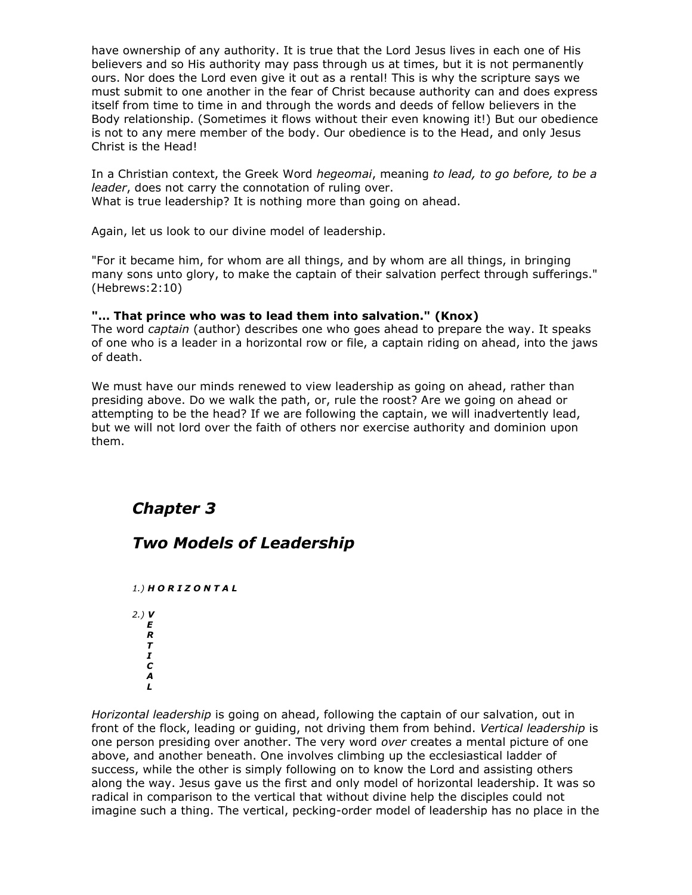have ownership of any authority. It is true that the Lord Jesus lives in each one of His believers and so His authority may pass through us at times, but it is not permanently ours. Nor does the Lord even give it out as a rental! This is why the scripture says we must submit to one another in the fear of Christ because authority can and does express itself from time to time in and through the words and deeds of fellow believers in the Body relationship. (Sometimes it flows without their even knowing it!) But our obedience is not to any mere member of the body. Our obedience is to the Head, and only Jesus Christ is the Head!

In a Christian context, the Greek Word *hegeomai*, meaning *to lead, to go before, to be a leader*, does not carry the connotation of ruling over.
What is true leadership? It is nothing more than going on ahead.

Again, let us look to our divine model of leadership.

"For it became him, for whom are all things, and by whom are all things, in bringing many sons unto glory, to make the captain of their salvation perfect through sufferings." (Hebrews:2:10)

**"... That prince who was to lead them into salvation." (Knox)**
The word *captain* (author) describes one who goes ahead to prepare the way. It speaks of one who is a leader in a horizontal row or file, a captain riding on ahead, into the jaws of death.

We must have our minds renewed to view leadership as going on ahead, rather than presiding above. Do we walk the path, or, rule the roost? Are we going on ahead or attempting to be the head? If we are following the captain, we will inadvertently lead, but we will not lord over the faith of others nor exercise authority and dominion upon them.

## *Chapter 3*

## *Two Models of Leadership*

*1.)* ***H O R I Z O N T A L***

*2.)* ***V***
***E***
***R***
***T***
***I***
***C***
***A***
***L***

*Horizontal leadership* is going on ahead, following the captain of our salvation, out in front of the flock, leading or guiding, not driving them from behind. *Vertical leadership* is one person presiding over another. The very word *over* creates a mental picture of one above, and another beneath. One involves climbing up the ecclesiastical ladder of success, while the other is simply following on to know the Lord and assisting others along the way. Jesus gave us the first and only model of horizontal leadership. It was so radical in comparison to the vertical that without divine help the disciples could not imagine such a thing. The vertical, pecking-order model of leadership has no place in the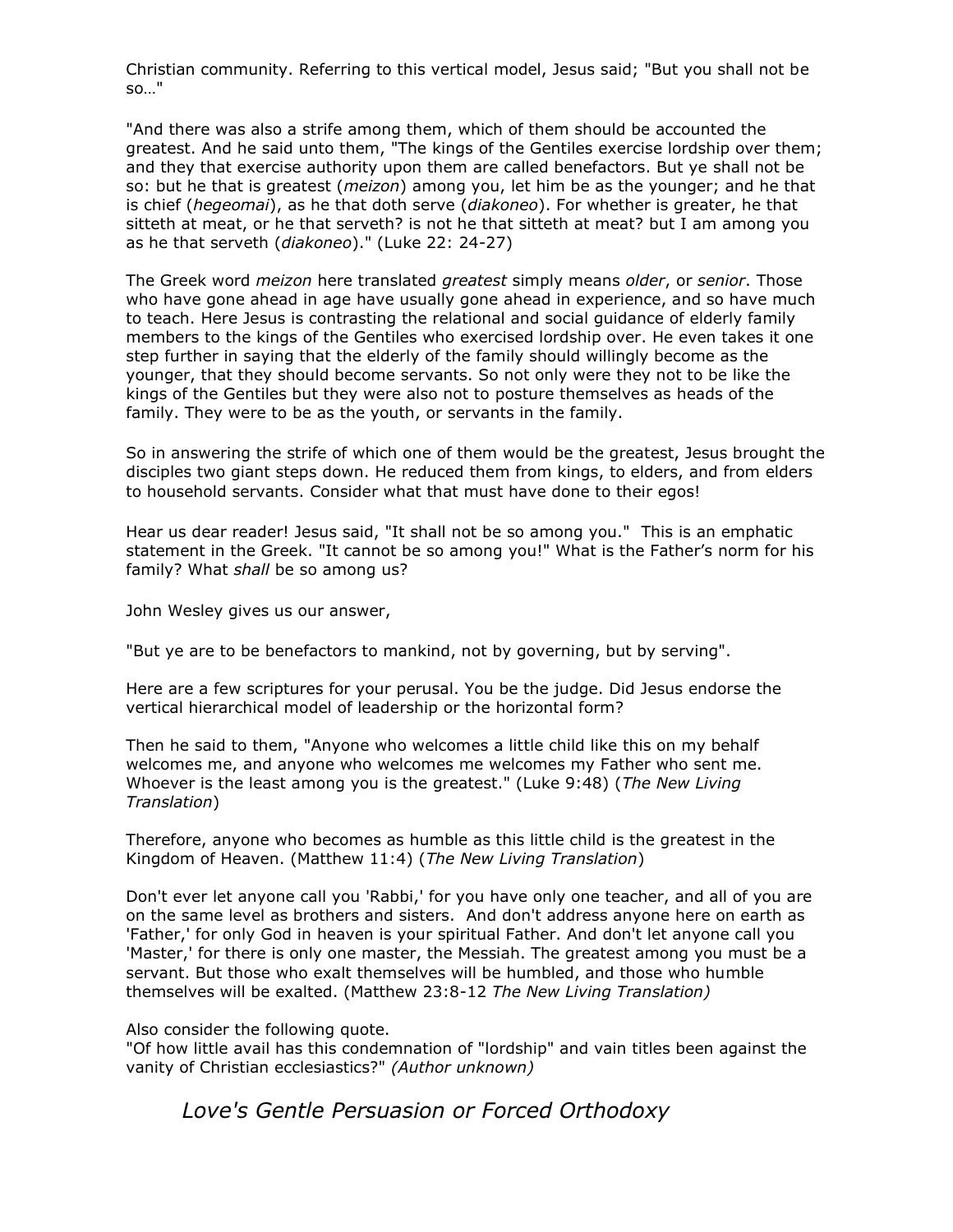Christian community. Referring to this vertical model, Jesus said; "But you shall not be so…"

"And there was also a strife among them, which of them should be accounted the greatest. And he said unto them, "The kings of the Gentiles exercise lordship over them; and they that exercise authority upon them are called benefactors. But ye shall not be so: but he that is greatest (*meizon*) among you, let him be as the younger; and he that is chief (*hegeomai*), as he that doth serve (*diakoneo*). For whether is greater, he that sitteth at meat, or he that serveth? is not he that sitteth at meat? but I am among you as he that serveth (*diakoneo*)." (Luke 22: 24-27)

The Greek word *meizon* here translated *greatest* simply means *older*, or *senior*. Those who have gone ahead in age have usually gone ahead in experience, and so have much to teach. Here Jesus is contrasting the relational and social guidance of elderly family members to the kings of the Gentiles who exercised lordship over. He even takes it one step further in saying that the elderly of the family should willingly become as the younger, that they should become servants. So not only were they not to be like the kings of the Gentiles but they were also not to posture themselves as heads of the family. They were to be as the youth, or servants in the family.

So in answering the strife of which one of them would be the greatest, Jesus brought the disciples two giant steps down. He reduced them from kings, to elders, and from elders to household servants. Consider what that must have done to their egos!

Hear us dear reader! Jesus said, "It shall not be so among you." This is an emphatic statement in the Greek. "It cannot be so among you!" What is the Father's norm for his family? What *shall* be so among us?

John Wesley gives us our answer,

"But ye are to be benefactors to mankind, not by governing, but by serving".

Here are a few scriptures for your perusal. You be the judge. Did Jesus endorse the vertical hierarchical model of leadership or the horizontal form?

Then he said to them, "Anyone who welcomes a little child like this on my behalf welcomes me, and anyone who welcomes me welcomes my Father who sent me. Whoever is the least among you is the greatest." (Luke 9:48) (*The New Living Translation*)

Therefore, anyone who becomes as humble as this little child is the greatest in the Kingdom of Heaven. (Matthew 11:4) (*The New Living Translation*)

Don't ever let anyone call you 'Rabbi,' for you have only one teacher, and all of you are on the same level as brothers and sisters. And don't address anyone here on earth as 'Father,' for only God in heaven is your spiritual Father. And don't let anyone call you 'Master,' for there is only one master, the Messiah. The greatest among you must be a servant. But those who exalt themselves will be humbled, and those who humble themselves will be exalted. (Matthew 23:8-12 *The New Living Translation)*

Also consider the following quote.
"Of how little avail has this condemnation of "lordship" and vain titles been against the vanity of Christian ecclesiastics?" *(Author unknown)*

## *Love's Gentle Persuasion or Forced Orthodoxy*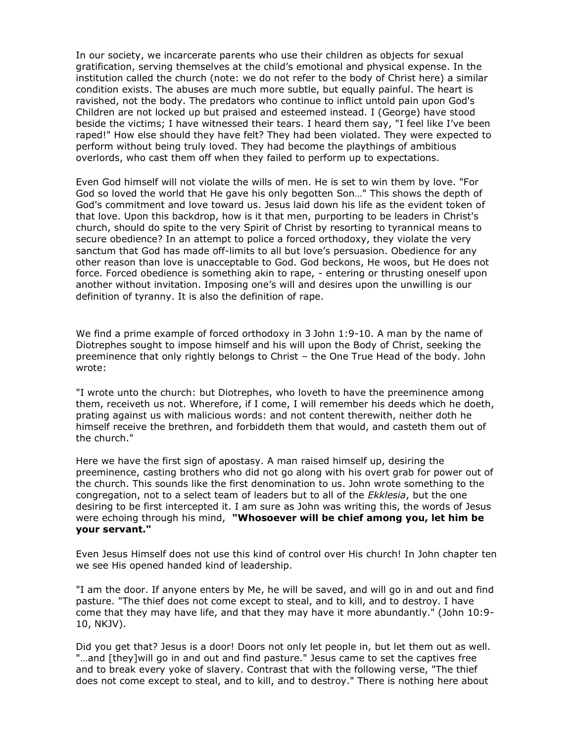In our society, we incarcerate parents who use their children as objects for sexual gratification, serving themselves at the child's emotional and physical expense. In the institution called the church (note: we do not refer to the body of Christ here) a similar condition exists. The abuses are much more subtle, but equally painful. The heart is ravished, not the body. The predators who continue to inflict untold pain upon God's Children are not locked up but praised and esteemed instead. I (George) have stood beside the victims; I have witnessed their tears. I heard them say, "I feel like I've been raped!" How else should they have felt? They had been violated. They were expected to perform without being truly loved. They had become the playthings of ambitious overlords, who cast them off when they failed to perform up to expectations.

Even God himself will not violate the wills of men. He is set to win them by love. "For God so loved the world that He gave his only begotten Son…" This shows the depth of God's commitment and love toward us. Jesus laid down his life as the evident token of that love. Upon this backdrop, how is it that men, purporting to be leaders in Christ's church, should do spite to the very Spirit of Christ by resorting to tyrannical means to secure obedience? In an attempt to police a forced orthodoxy, they violate the very sanctum that God has made off-limits to all but love's persuasion. Obedience for any other reason than love is unacceptable to God. God beckons, He woos, but He does not force. Forced obedience is something akin to rape, - entering or thrusting oneself upon another without invitation. Imposing one's will and desires upon the unwilling is our definition of tyranny. It is also the definition of rape.

We find a prime example of forced orthodoxy in 3 John 1:9-10. A man by the name of Diotrephes sought to impose himself and his will upon the Body of Christ, seeking the preeminence that only rightly belongs to Christ – the One True Head of the body. John wrote:

"I wrote unto the church: but Diotrephes, who loveth to have the preeminence among them, receiveth us not. Wherefore, if I come, I will remember his deeds which he doeth, prating against us with malicious words: and not content therewith, neither doth he himself receive the brethren, and forbiddeth them that would, and casteth them out of the church."

Here we have the first sign of apostasy. A man raised himself up, desiring the preeminence, casting brothers who did not go along with his overt grab for power out of the church. This sounds like the first denomination to us. John wrote something to the congregation, not to a select team of leaders but to all of the *Ekklesia*, but the one desiring to be first intercepted it. I am sure as John was writing this, the words of Jesus were echoing through his mind, **"Whosoever will be chief among you, let him be your servant."**

Even Jesus Himself does not use this kind of control over His church! In John chapter ten we see His opened handed kind of leadership.

"I am the door. If anyone enters by Me, he will be saved, and will go in and out and find pasture. "The thief does not come except to steal, and to kill, and to destroy. I have come that they may have life, and that they may have it more abundantly." (John 10:9-10, NKJV).

Did you get that? Jesus is a door! Doors not only let people in, but let them out as well. "…and [they]will go in and out and find pasture." Jesus came to set the captives free and to break every yoke of slavery. Contrast that with the following verse, "The thief does not come except to steal, and to kill, and to destroy." There is nothing here about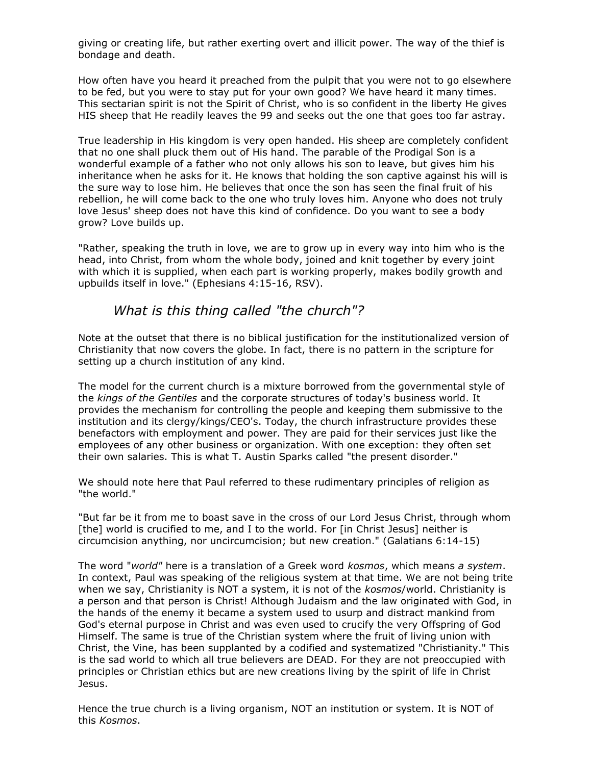giving or creating life, but rather exerting overt and illicit power. The way of the thief is bondage and death.

How often have you heard it preached from the pulpit that you were not to go elsewhere to be fed, but you were to stay put for your own good? We have heard it many times. This sectarian spirit is not the Spirit of Christ, who is so confident in the liberty He gives HIS sheep that He readily leaves the 99 and seeks out the one that goes too far astray.

True leadership in His kingdom is very open handed. His sheep are completely confident that no one shall pluck them out of His hand. The parable of the Prodigal Son is a wonderful example of a father who not only allows his son to leave, but gives him his inheritance when he asks for it. He knows that holding the son captive against his will is the sure way to lose him. He believes that once the son has seen the final fruit of his rebellion, he will come back to the one who truly loves him. Anyone who does not truly love Jesus' sheep does not have this kind of confidence. Do you want to see a body grow? Love builds up.

"Rather, speaking the truth in love, we are to grow up in every way into him who is the head, into Christ, from whom the whole body, joined and knit together by every joint with which it is supplied, when each part is working properly, makes bodily growth and upbuilds itself in love." (Ephesians 4:15-16, RSV).

## *What is this thing called "the church"?*

Note at the outset that there is no biblical justification for the institutionalized version of Christianity that now covers the globe. In fact, there is no pattern in the scripture for setting up a church institution of any kind.

The model for the current church is a mixture borrowed from the governmental style of the *kings of the Gentiles* and the corporate structures of today's business world. It provides the mechanism for controlling the people and keeping them submissive to the institution and its clergy/kings/CEO's. Today, the church infrastructure provides these benefactors with employment and power. They are paid for their services just like the employees of any other business or organization. With one exception: they often set their own salaries. This is what T. Austin Sparks called "the present disorder."

We should note here that Paul referred to these rudimentary principles of religion as "the world."

"But far be it from me to boast save in the cross of our Lord Jesus Christ, through whom [the] world is crucified to me, and I to the world. For [in Christ Jesus] neither is circumcision anything, nor uncircumcision; but new creation." (Galatians 6:14-15)

The word "*world"* here is a translation of a Greek word *kosmos*, which means *a system*. In context, Paul was speaking of the religious system at that time. We are not being trite when we say, Christianity is NOT a system, it is not of the *kosmos*/world. Christianity is a person and that person is Christ! Although Judaism and the law originated with God, in the hands of the enemy it became a system used to usurp and distract mankind from God's eternal purpose in Christ and was even used to crucify the very Offspring of God Himself. The same is true of the Christian system where the fruit of living union with Christ, the Vine, has been supplanted by a codified and systematized "Christianity." This is the sad world to which all true believers are DEAD. For they are not preoccupied with principles or Christian ethics but are new creations living by the spirit of life in Christ Jesus.

Hence the true church is a living organism, NOT an institution or system. It is NOT of this *Kosmos*.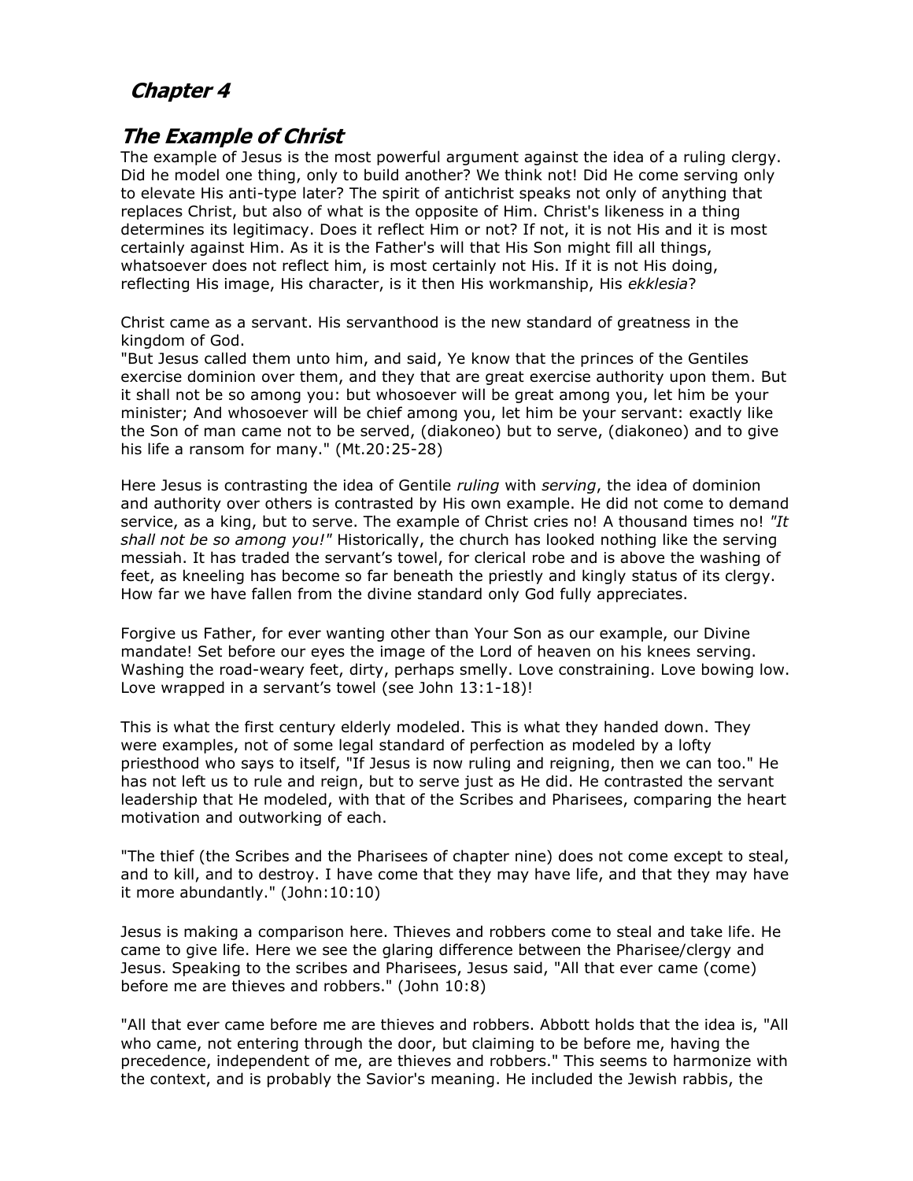## *Chapter 4*

## *The Example of Christ*

The example of Jesus is the most powerful argument against the idea of a ruling clergy. Did he model one thing, only to build another? We think not! Did He come serving only to elevate His anti-type later? The spirit of antichrist speaks not only of anything that replaces Christ, but also of what is the opposite of Him. Christ's likeness in a thing determines its legitimacy. Does it reflect Him or not? If not, it is not His and it is most certainly against Him. As it is the Father's will that His Son might fill all things, whatsoever does not reflect him, is most certainly not His. If it is not His doing, reflecting His image, His character, is it then His workmanship, His *ekklesia*?

Christ came as a servant. His servanthood is the new standard of greatness in the kingdom of God.

"But Jesus called them unto him, and said, Ye know that the princes of the Gentiles exercise dominion over them, and they that are great exercise authority upon them. But it shall not be so among you: but whosoever will be great among you, let him be your minister; And whosoever will be chief among you, let him be your servant: exactly like the Son of man came not to be served, (diakoneo) but to serve, (diakoneo) and to give his life a ransom for many." (Mt.20:25-28)

Here Jesus is contrasting the idea of Gentile *ruling* with *serving*, the idea of dominion and authority over others is contrasted by His own example. He did not come to demand service, as a king, but to serve. The example of Christ cries no! A thousand times no! *"It shall not be so among you!"* Historically, the church has looked nothing like the serving messiah. It has traded the servant's towel, for clerical robe and is above the washing of feet, as kneeling has become so far beneath the priestly and kingly status of its clergy. How far we have fallen from the divine standard only God fully appreciates.

Forgive us Father, for ever wanting other than Your Son as our example, our Divine mandate! Set before our eyes the image of the Lord of heaven on his knees serving. Washing the road-weary feet, dirty, perhaps smelly. Love constraining. Love bowing low. Love wrapped in a servant's towel (see John 13:1-18)!

This is what the first century elderly modeled. This is what they handed down. They were examples, not of some legal standard of perfection as modeled by a lofty priesthood who says to itself, "If Jesus is now ruling and reigning, then we can too." He has not left us to rule and reign, but to serve just as He did. He contrasted the servant leadership that He modeled, with that of the Scribes and Pharisees, comparing the heart motivation and outworking of each.

"The thief (the Scribes and the Pharisees of chapter nine) does not come except to steal, and to kill, and to destroy. I have come that they may have life, and that they may have it more abundantly." (John:10:10)

Jesus is making a comparison here. Thieves and robbers come to steal and take life. He came to give life. Here we see the glaring difference between the Pharisee/clergy and Jesus. Speaking to the scribes and Pharisees, Jesus said, "All that ever came (come) before me are thieves and robbers." (John 10:8)

"All that ever came before me are thieves and robbers. Abbott holds that the idea is, "All who came, not entering through the door, but claiming to be before me, having the precedence, independent of me, are thieves and robbers." This seems to harmonize with the context, and is probably the Savior's meaning. He included the Jewish rabbis, the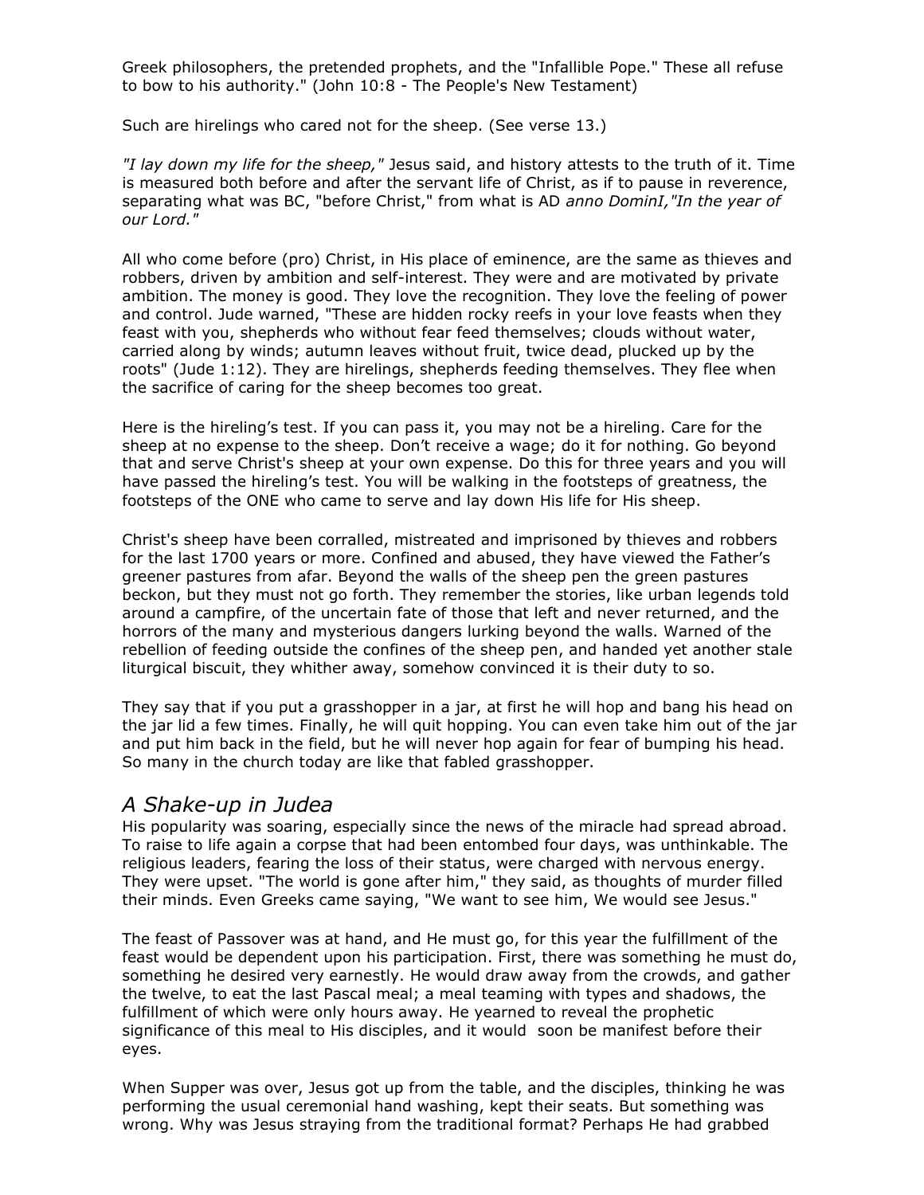Greek philosophers, the pretended prophets, and the "Infallible Pope." These all refuse to bow to his authority." (John 10:8 - The People's New Testament)

Such are hirelings who cared not for the sheep. (See verse 13.)

*"I lay down my life for the sheep,"* Jesus said, and history attests to the truth of it. Time is measured both before and after the servant life of Christ, as if to pause in reverence, separating what was BC, "before Christ," from what is AD *anno DominI,"In the year of our Lord."*

All who come before (pro) Christ, in His place of eminence, are the same as thieves and robbers, driven by ambition and self-interest. They were and are motivated by private ambition. The money is good. They love the recognition. They love the feeling of power and control. Jude warned, "These are hidden rocky reefs in your love feasts when they feast with you, shepherds who without fear feed themselves; clouds without water, carried along by winds; autumn leaves without fruit, twice dead, plucked up by the roots" (Jude 1:12). They are hirelings, shepherds feeding themselves. They flee when the sacrifice of caring for the sheep becomes too great.

Here is the hireling's test. If you can pass it, you may not be a hireling. Care for the sheep at no expense to the sheep. Don't receive a wage; do it for nothing. Go beyond that and serve Christ's sheep at your own expense. Do this for three years and you will have passed the hireling's test. You will be walking in the footsteps of greatness, the footsteps of the ONE who came to serve and lay down His life for His sheep.

Christ's sheep have been corralled, mistreated and imprisoned by thieves and robbers for the last 1700 years or more. Confined and abused, they have viewed the Father's greener pastures from afar. Beyond the walls of the sheep pen the green pastures beckon, but they must not go forth. They remember the stories, like urban legends told around a campfire, of the uncertain fate of those that left and never returned, and the horrors of the many and mysterious dangers lurking beyond the walls. Warned of the rebellion of feeding outside the confines of the sheep pen, and handed yet another stale liturgical biscuit, they whither away, somehow convinced it is their duty to so.

They say that if you put a grasshopper in a jar, at first he will hop and bang his head on the jar lid a few times. Finally, he will quit hopping. You can even take him out of the jar and put him back in the field, but he will never hop again for fear of bumping his head. So many in the church today are like that fabled grasshopper.

## *A Shake-up in Judea*

His popularity was soaring, especially since the news of the miracle had spread abroad. To raise to life again a corpse that had been entombed four days, was unthinkable. The religious leaders, fearing the loss of their status, were charged with nervous energy. They were upset. "The world is gone after him," they said, as thoughts of murder filled their minds. Even Greeks came saying, "We want to see him, We would see Jesus."

The feast of Passover was at hand, and He must go, for this year the fulfillment of the feast would be dependent upon his participation. First, there was something he must do, something he desired very earnestly. He would draw away from the crowds, and gather the twelve, to eat the last Pascal meal; a meal teaming with types and shadows, the fulfillment of which were only hours away. He yearned to reveal the prophetic significance of this meal to His disciples, and it would soon be manifest before their eyes.

When Supper was over, Jesus got up from the table, and the disciples, thinking he was performing the usual ceremonial hand washing, kept their seats. But something was wrong. Why was Jesus straying from the traditional format? Perhaps He had grabbed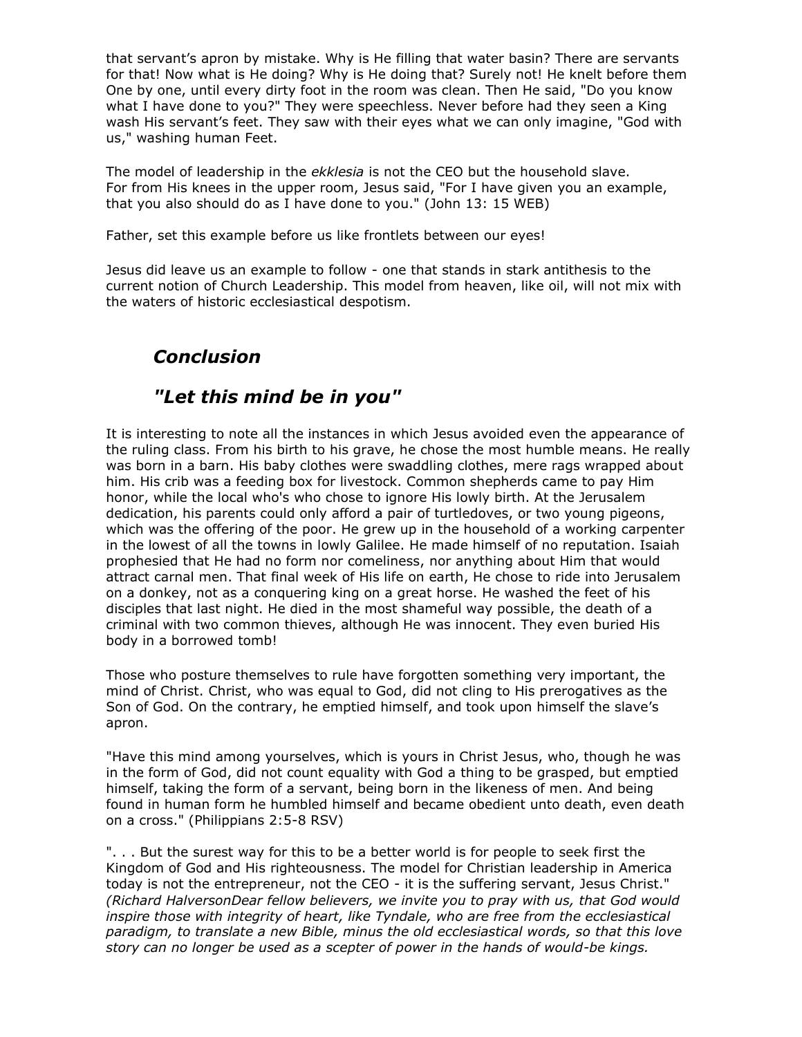that servant's apron by mistake. Why is He filling that water basin? There are servants for that! Now what is He doing? Why is He doing that? Surely not! He knelt before them One by one, until every dirty foot in the room was clean. Then He said, "Do you know what I have done to you?" They were speechless. Never before had they seen a King wash His servant's feet. They saw with their eyes what we can only imagine, "God with us," washing human Feet.

The model of leadership in the *ekklesia* is not the CEO but the household slave. For from His knees in the upper room, Jesus said, "For I have given you an example, that you also should do as I have done to you." (John 13: 15 WEB)

Father, set this example before us like frontlets between our eyes!

Jesus did leave us an example to follow - one that stands in stark antithesis to the current notion of Church Leadership. This model from heaven, like oil, will not mix with the waters of historic ecclesiastical despotism.

## *Conclusion*

## *"Let this mind be in you"*

It is interesting to note all the instances in which Jesus avoided even the appearance of the ruling class. From his birth to his grave, he chose the most humble means. He really was born in a barn. His baby clothes were swaddling clothes, mere rags wrapped about him. His crib was a feeding box for livestock. Common shepherds came to pay Him honor, while the local who's who chose to ignore His lowly birth. At the Jerusalem dedication, his parents could only afford a pair of turtledoves, or two young pigeons, which was the offering of the poor. He grew up in the household of a working carpenter in the lowest of all the towns in lowly Galilee. He made himself of no reputation. Isaiah prophesied that He had no form nor comeliness, nor anything about Him that would attract carnal men. That final week of His life on earth, He chose to ride into Jerusalem on a donkey, not as a conquering king on a great horse. He washed the feet of his disciples that last night. He died in the most shameful way possible, the death of a criminal with two common thieves, although He was innocent. They even buried His body in a borrowed tomb!

Those who posture themselves to rule have forgotten something very important, the mind of Christ. Christ, who was equal to God, did not cling to His prerogatives as the Son of God. On the contrary, he emptied himself, and took upon himself the slave's apron.

"Have this mind among yourselves, which is yours in Christ Jesus, who, though he was in the form of God, did not count equality with God a thing to be grasped, but emptied himself, taking the form of a servant, being born in the likeness of men. And being found in human form he humbled himself and became obedient unto death, even death on a cross." (Philippians 2:5-8 RSV)

". . . But the surest way for this to be a better world is for people to seek first the Kingdom of God and His righteousness. The model for Christian leadership in America today is not the entrepreneur, not the CEO - it is the suffering servant, Jesus Christ." *(Richard HalversonDear fellow believers, we invite you to pray with us, that God would inspire those with integrity of heart, like Tyndale, who are free from the ecclesiastical paradigm, to translate a new Bible, minus the old ecclesiastical words, so that this love story can no longer be used as a scepter of power in the hands of would-be kings.*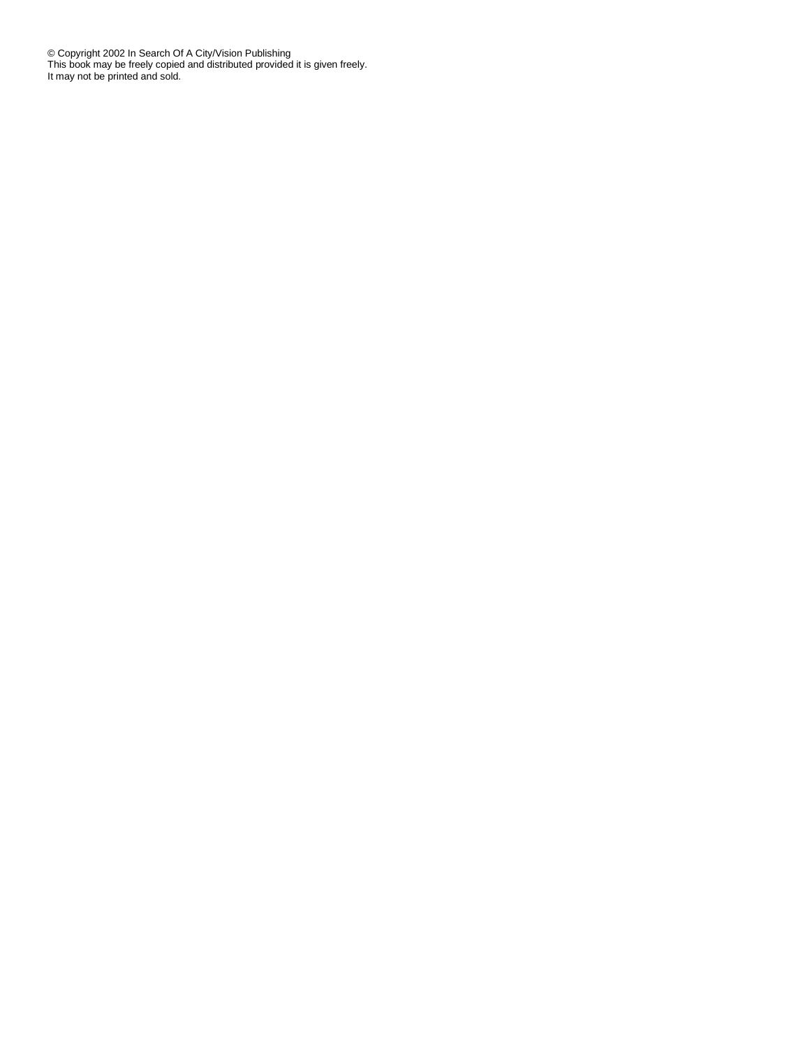© Copyright 2002 In Search Of A City/Vision Publishing
This book may be freely copied and distributed provided it is given freely.
It may not be printed and sold.